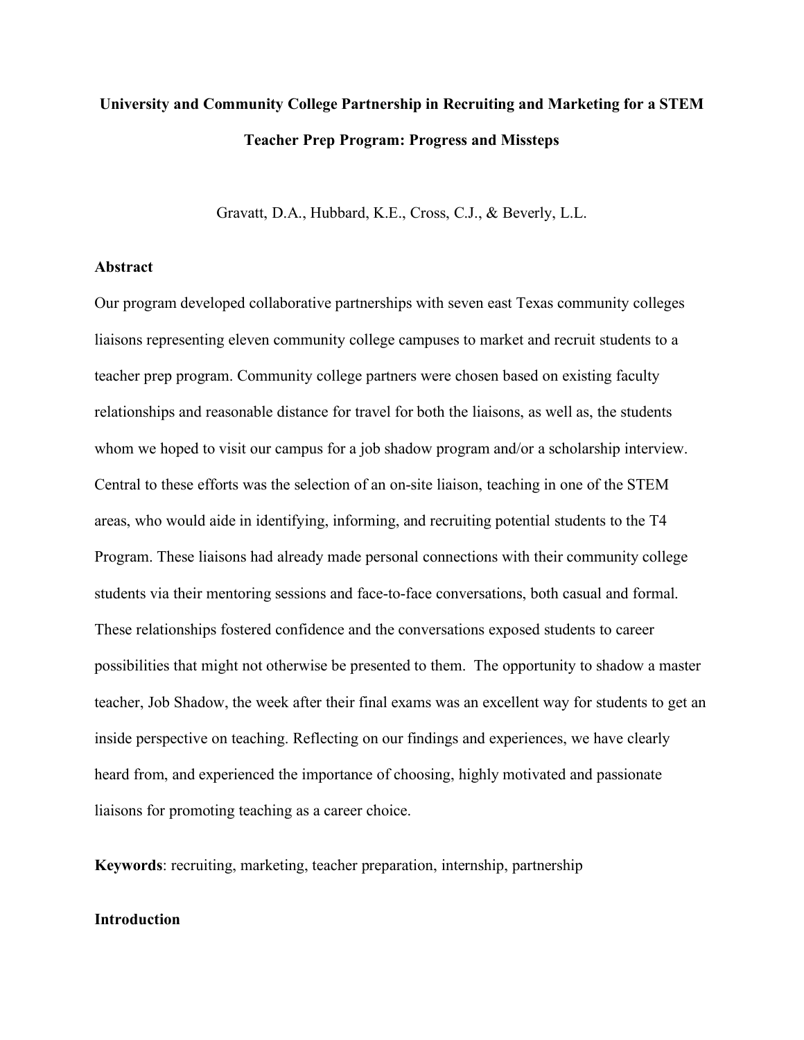# University and Community College Partnership in Recruiting and Marketing for a STEM Teacher Prep Program: Progress and Missteps

Gravatt, D.A., Hubbard, K.E., Cross, C.J., & Beverly, L.L.

## Abstract

Our program developed collaborative partnerships with seven east Texas community colleges liaisons representing eleven community college campuses to market and recruit students to a teacher prep program. Community college partners were chosen based on existing faculty relationships and reasonable distance for travel for both the liaisons, as well as, the students whom we hoped to visit our campus for a job shadow program and/or a scholarship interview. Central to these efforts was the selection of an on-site liaison, teaching in one of the STEM areas, who would aide in identifying, informing, and recruiting potential students to the T4 Program. These liaisons had already made personal connections with their community college students via their mentoring sessions and face-to-face conversations, both casual and formal. These relationships fostered confidence and the conversations exposed students to career possibilities that might not otherwise be presented to them. The opportunity to shadow a master teacher, Job Shadow, the week after their final exams was an excellent way for students to get an inside perspective on teaching. Reflecting on our findings and experiences, we have clearly heard from, and experienced the importance of choosing, highly motivated and passionate liaisons for promoting teaching as a career choice.

**Keywords**: recruiting, marketing, teacher preparation, internship, partnership

## Introduction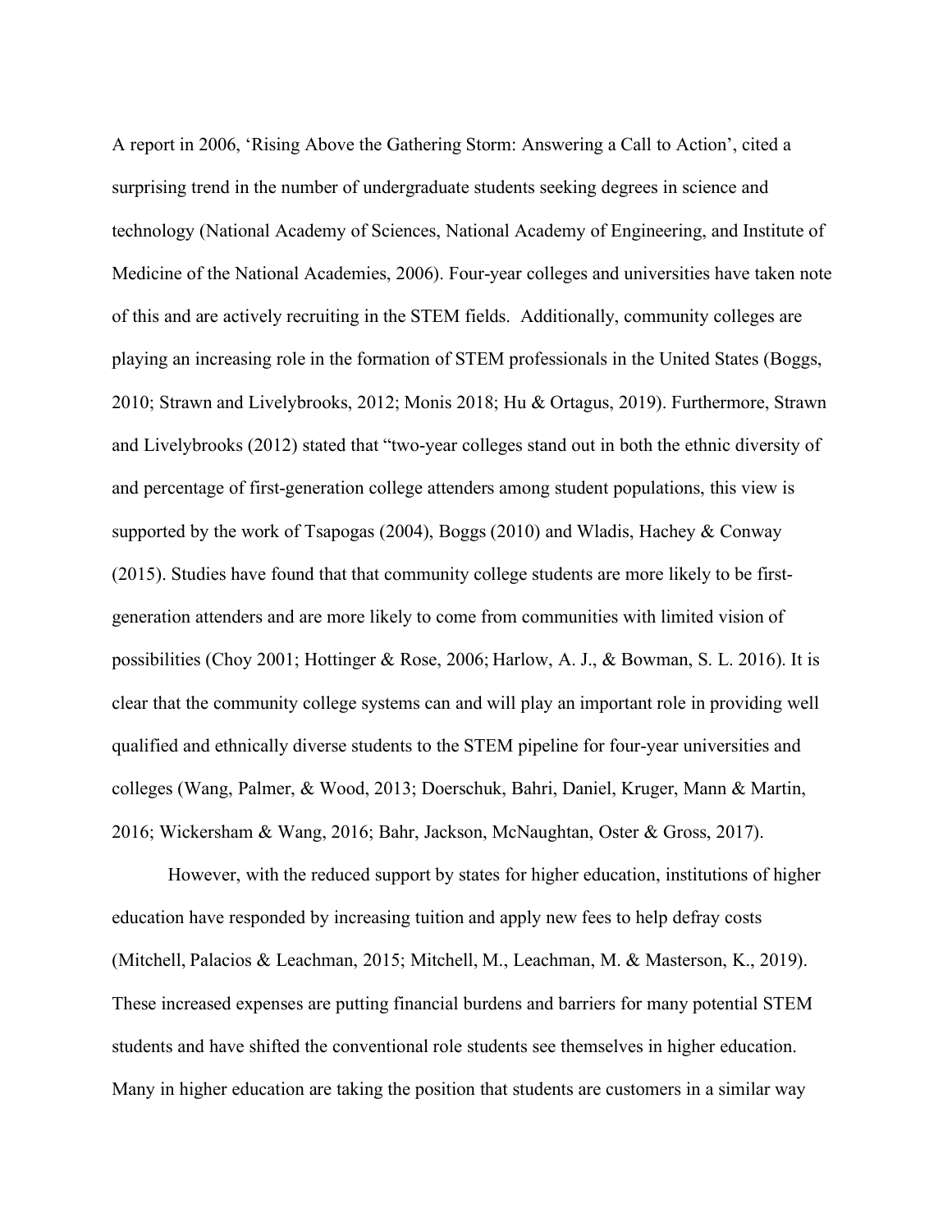A report in 2006, 'Rising Above the Gathering Storm: Answering a Call to Action', cited a surprising trend in the number of undergraduate students seeking degrees in science and technology (National Academy of Sciences, National Academy of Engineering, and Institute of Medicine of the National Academies, 2006). Four-year colleges and universities have taken note of this and are actively recruiting in the STEM fields. Additionally, community colleges are playing an increasing role in the formation of STEM professionals in the United States (Boggs, 2010; Strawn and Livelybrooks, 2012; Monis 2018; Hu & Ortagus, 2019). Furthermore, Strawn and Livelybrooks (2012) stated that "two-year colleges stand out in both the ethnic diversity of and percentage of first-generation college attenders among student populations, this view is supported by the work of Tsapogas (2004), Boggs (2010) and Wladis, Hachey & Conway (2015). Studies have found that that community college students are more likely to be first-generation attenders and are more likely to come from communities with limited vision of possibilities (Choy 2001; Hottinger & Rose, 2006; Harlow, A. J., & Bowman, S. L. 2016). It is clear that the community college systems can and will play an important role in providing well qualified and ethnically diverse students to the STEM pipeline for four-year universities and colleges (Wang, Palmer, & Wood, 2013; Doerschuk, Bahri, Daniel, Kruger, Mann & Martin, 2016; Wickersham & Wang, 2016; Bahr, Jackson, McNaughtan, Oster & Gross, 2017).

However, with the reduced support by states for higher education, institutions of higher education have responded by increasing tuition and apply new fees to help defray costs (Mitchell, Palacios & Leachman, 2015; Mitchell, M., Leachman, M. & Masterson, K., 2019). These increased expenses are putting financial burdens and barriers for many potential STEM students and have shifted the conventional role students see themselves in higher education. Many in higher education are taking the position that students are customers in a similar way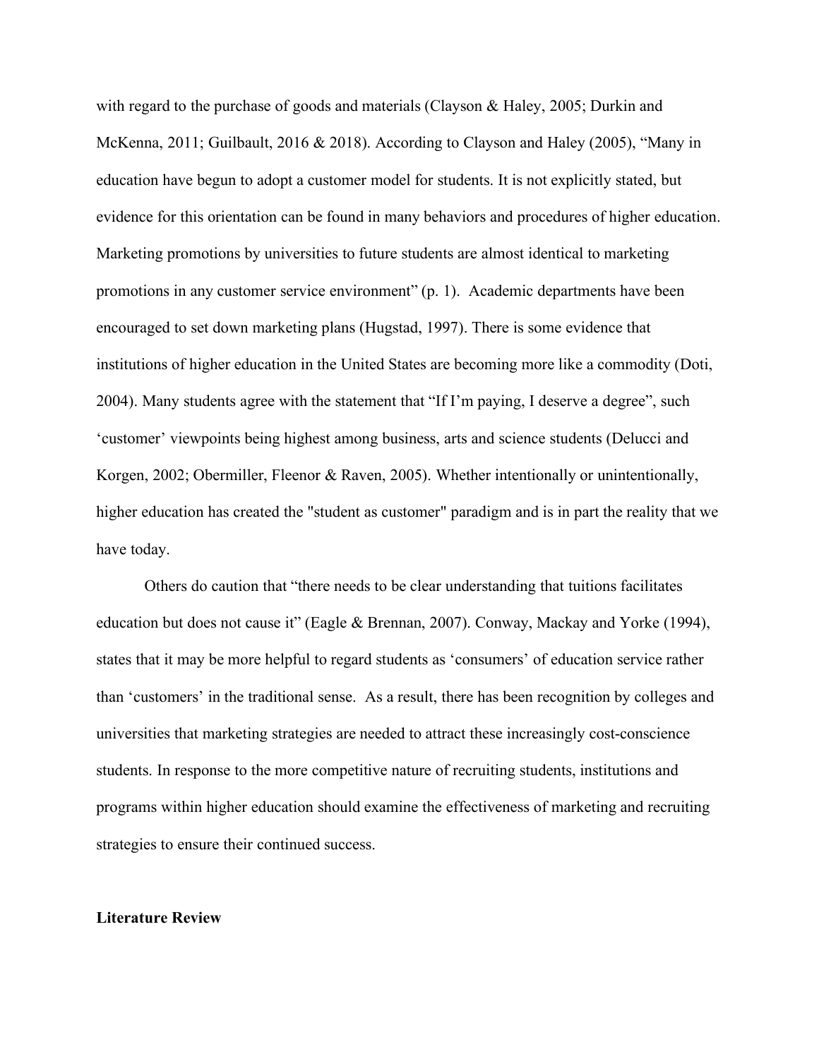with regard to the purchase of goods and materials (Clayson & Haley, 2005; Durkin and McKenna, 2011; Guilbault, 2016 & 2018). According to Clayson and Haley (2005), "Many in education have begun to adopt a customer model for students. It is not explicitly stated, but evidence for this orientation can be found in many behaviors and procedures of higher education. Marketing promotions by universities to future students are almost identical to marketing promotions in any customer service environment" (p. 1). Academic departments have been encouraged to set down marketing plans (Hugstad, 1997). There is some evidence that institutions of higher education in the United States are becoming more like a commodity (Doti, 2004). Many students agree with the statement that "If I'm paying, I deserve a degree", such 'customer' viewpoints being highest among business, arts and science students (Delucci and Korgen, 2002; Obermiller, Fleenor & Raven, 2005). Whether intentionally or unintentionally, higher education has created the "student as customer" paradigm and is in part the reality that we have today.

Others do caution that "there needs to be clear understanding that tuitions facilitates education but does not cause it" (Eagle & Brennan, 2007). Conway, Mackay and Yorke (1994), states that it may be more helpful to regard students as 'consumers' of education service rather than 'customers' in the traditional sense. As a result, there has been recognition by colleges and universities that marketing strategies are needed to attract these increasingly cost-conscience students. In response to the more competitive nature of recruiting students, institutions and programs within higher education should examine the effectiveness of marketing and recruiting strategies to ensure their continued success.

**Literature Review**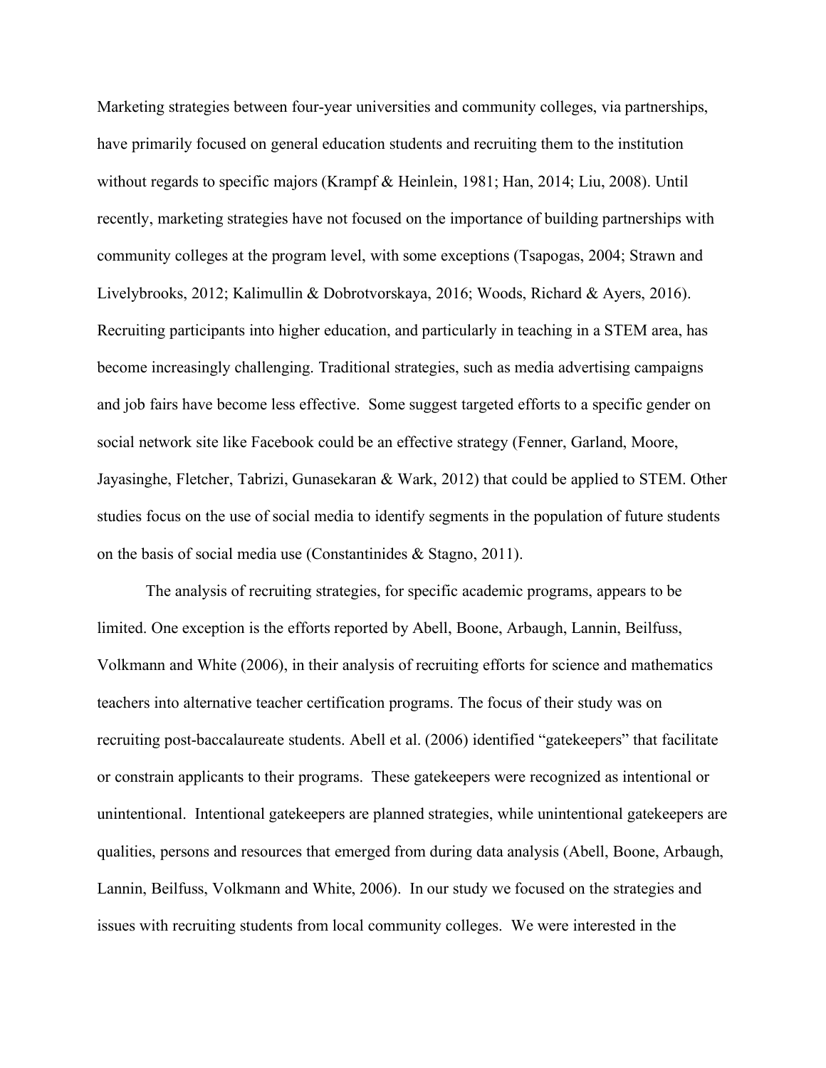Marketing strategies between four-year universities and community colleges, via partnerships, have primarily focused on general education students and recruiting them to the institution without regards to specific majors (Krampf & Heinlein, 1981; Han, 2014; Liu, 2008). Until recently, marketing strategies have not focused on the importance of building partnerships with community colleges at the program level, with some exceptions (Tsapogas, 2004; Strawn and Livelybrooks, 2012; Kalimullin & Dobrotvorskaya, 2016; Woods, Richard & Ayers, 2016). Recruiting participants into higher education, and particularly in teaching in a STEM area, has become increasingly challenging. Traditional strategies, such as media advertising campaigns and job fairs have become less effective. Some suggest targeted efforts to a specific gender on social network site like Facebook could be an effective strategy (Fenner, Garland, Moore, Jayasinghe, Fletcher, Tabrizi, Gunasekaran & Wark, 2012) that could be applied to STEM. Other studies focus on the use of social media to identify segments in the population of future students on the basis of social media use (Constantinides & Stagno, 2011).

The analysis of recruiting strategies, for specific academic programs, appears to be limited. One exception is the efforts reported by Abell, Boone, Arbaugh, Lannin, Beilfuss, Volkmann and White (2006), in their analysis of recruiting efforts for science and mathematics teachers into alternative teacher certification programs. The focus of their study was on recruiting post-baccalaureate students. Abell et al. (2006) identified "gatekeepers" that facilitate or constrain applicants to their programs. These gatekeepers were recognized as intentional or unintentional. Intentional gatekeepers are planned strategies, while unintentional gatekeepers are qualities, persons and resources that emerged from during data analysis (Abell, Boone, Arbaugh, Lannin, Beilfuss, Volkmann and White, 2006). In our study we focused on the strategies and issues with recruiting students from local community colleges. We were interested in the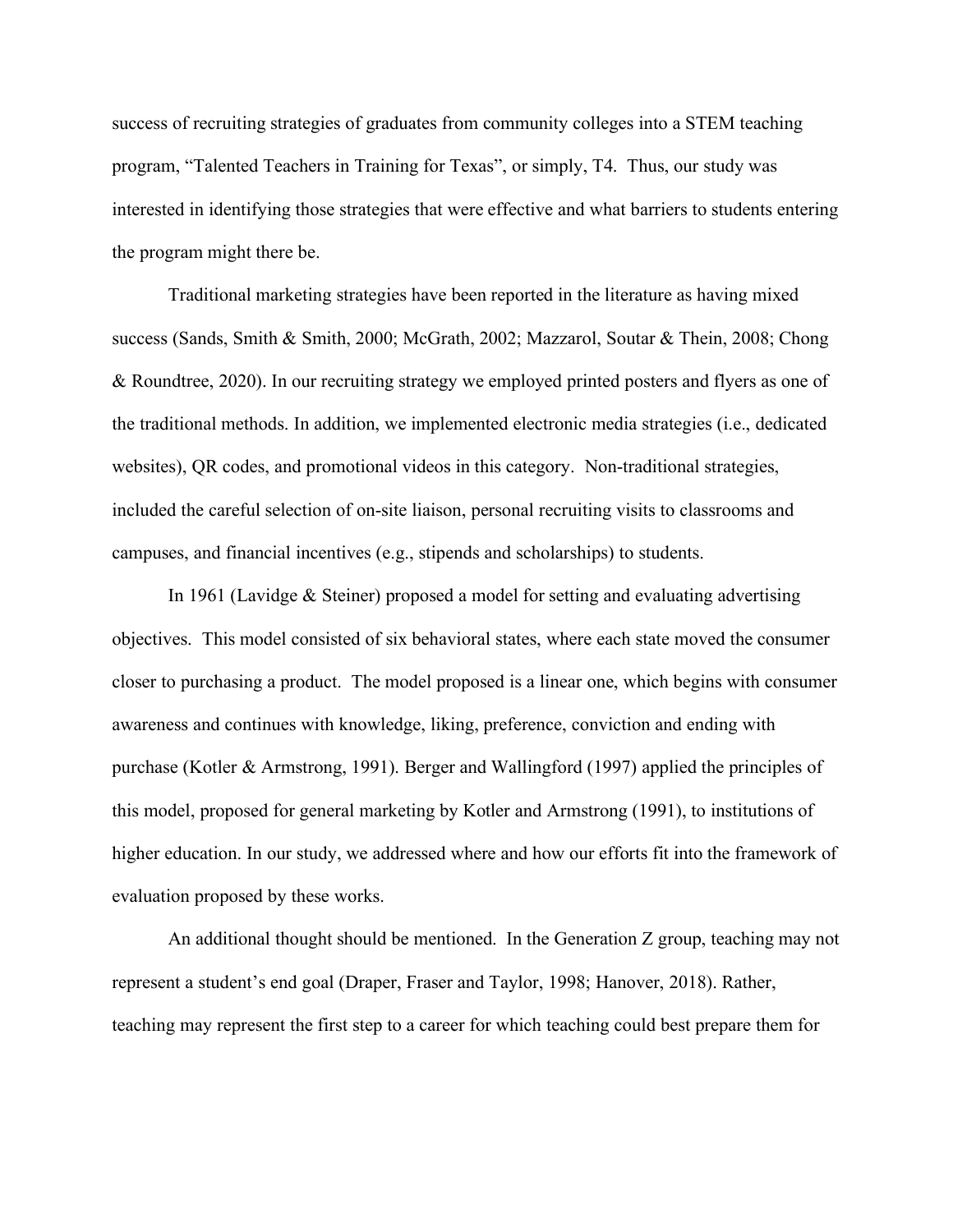success of recruiting strategies of graduates from community colleges into a STEM teaching program, "Talented Teachers in Training for Texas", or simply, T4. Thus, our study was interested in identifying those strategies that were effective and what barriers to students entering the program might there be.

Traditional marketing strategies have been reported in the literature as having mixed success (Sands, Smith & Smith, 2000; McGrath, 2002; Mazzarol, Soutar & Thein, 2008; Chong & Roundtree, 2020). In our recruiting strategy we employed printed posters and flyers as one of the traditional methods. In addition, we implemented electronic media strategies (i.e., dedicated websites), QR codes, and promotional videos in this category. Non-traditional strategies, included the careful selection of on-site liaison, personal recruiting visits to classrooms and campuses, and financial incentives (e.g., stipends and scholarships) to students.

In 1961 (Lavidge & Steiner) proposed a model for setting and evaluating advertising objectives. This model consisted of six behavioral states, where each state moved the consumer closer to purchasing a product. The model proposed is a linear one, which begins with consumer awareness and continues with knowledge, liking, preference, conviction and ending with purchase (Kotler & Armstrong, 1991). Berger and Wallingford (1997) applied the principles of this model, proposed for general marketing by Kotler and Armstrong (1991), to institutions of higher education. In our study, we addressed where and how our efforts fit into the framework of evaluation proposed by these works.

An additional thought should be mentioned. In the Generation Z group, teaching may not represent a student's end goal (Draper, Fraser and Taylor, 1998; Hanover, 2018). Rather, teaching may represent the first step to a career for which teaching could best prepare them for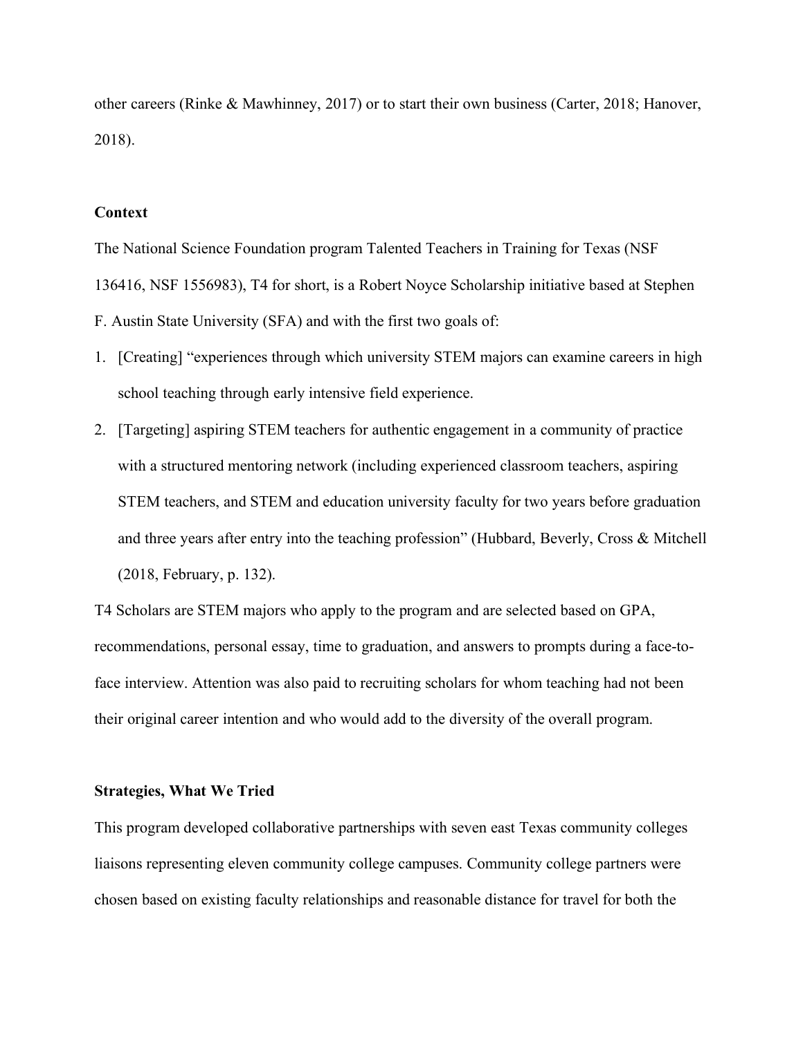other careers (Rinke & Mawhinney, 2017) or to start their own business (Carter, 2018; Hanover, 2018).

**Context**

The National Science Foundation program Talented Teachers in Training for Texas (NSF 136416, NSF 1556983), T4 for short, is a Robert Noyce Scholarship initiative based at Stephen F. Austin State University (SFA) and with the first two goals of:

1. [Creating] "experiences through which university STEM majors can examine careers in high school teaching through early intensive field experience.
2. [Targeting] aspiring STEM teachers for authentic engagement in a community of practice with a structured mentoring network (including experienced classroom teachers, aspiring STEM teachers, and STEM and education university faculty for two years before graduation and three years after entry into the teaching profession" (Hubbard, Beverly, Cross & Mitchell (2018, February, p. 132).

T4 Scholars are STEM majors who apply to the program and are selected based on GPA, recommendations, personal essay, time to graduation, and answers to prompts during a face-to-face interview. Attention was also paid to recruiting scholars for whom teaching had not been their original career intention and who would add to the diversity of the overall program.

**Strategies, What We Tried**

This program developed collaborative partnerships with seven east Texas community colleges liaisons representing eleven community college campuses. Community college partners were chosen based on existing faculty relationships and reasonable distance for travel for both the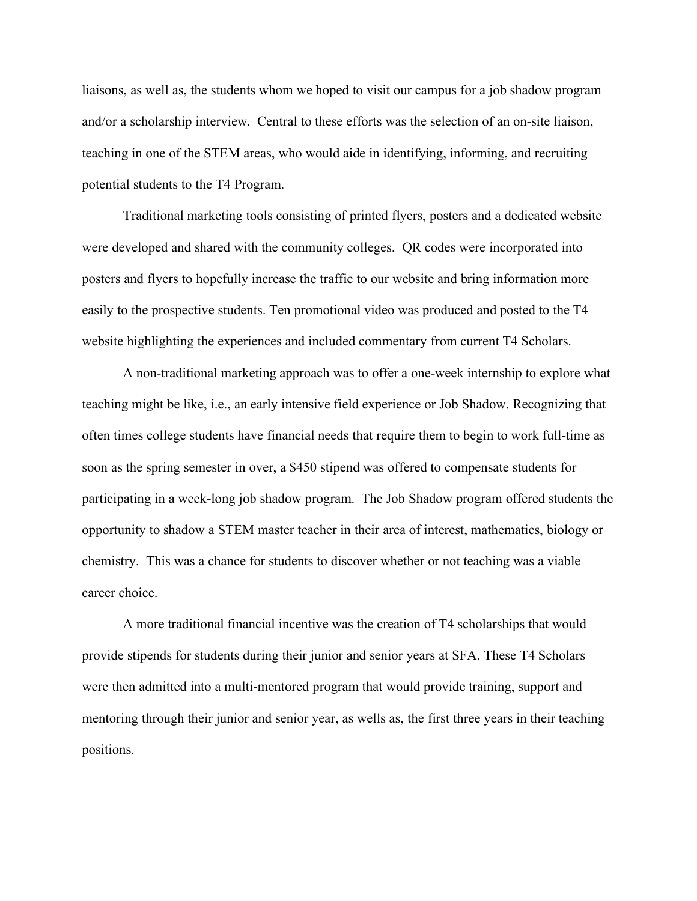liaisons, as well as, the students whom we hoped to visit our campus for a job shadow program and/or a scholarship interview. Central to these efforts was the selection of an on-site liaison, teaching in one of the STEM areas, who would aide in identifying, informing, and recruiting potential students to the T4 Program.

Traditional marketing tools consisting of printed flyers, posters and a dedicated website were developed and shared with the community colleges. QR codes were incorporated into posters and flyers to hopefully increase the traffic to our website and bring information more easily to the prospective students. Ten promotional video was produced and posted to the T4 website highlighting the experiences and included commentary from current T4 Scholars.

A non-traditional marketing approach was to offer a one-week internship to explore what teaching might be like, i.e., an early intensive field experience or Job Shadow. Recognizing that often times college students have financial needs that require them to begin to work full-time as soon as the spring semester in over, a $450 stipend was offered to compensate students for participating in a week-long job shadow program. The Job Shadow program offered students the opportunity to shadow a STEM master teacher in their area of interest, mathematics, biology or chemistry. This was a chance for students to discover whether or not teaching was a viable career choice.

A more traditional financial incentive was the creation of T4 scholarships that would provide stipends for students during their junior and senior years at SFA. These T4 Scholars were then admitted into a multi-mentored program that would provide training, support and mentoring through their junior and senior year, as wells as, the first three years in their teaching positions.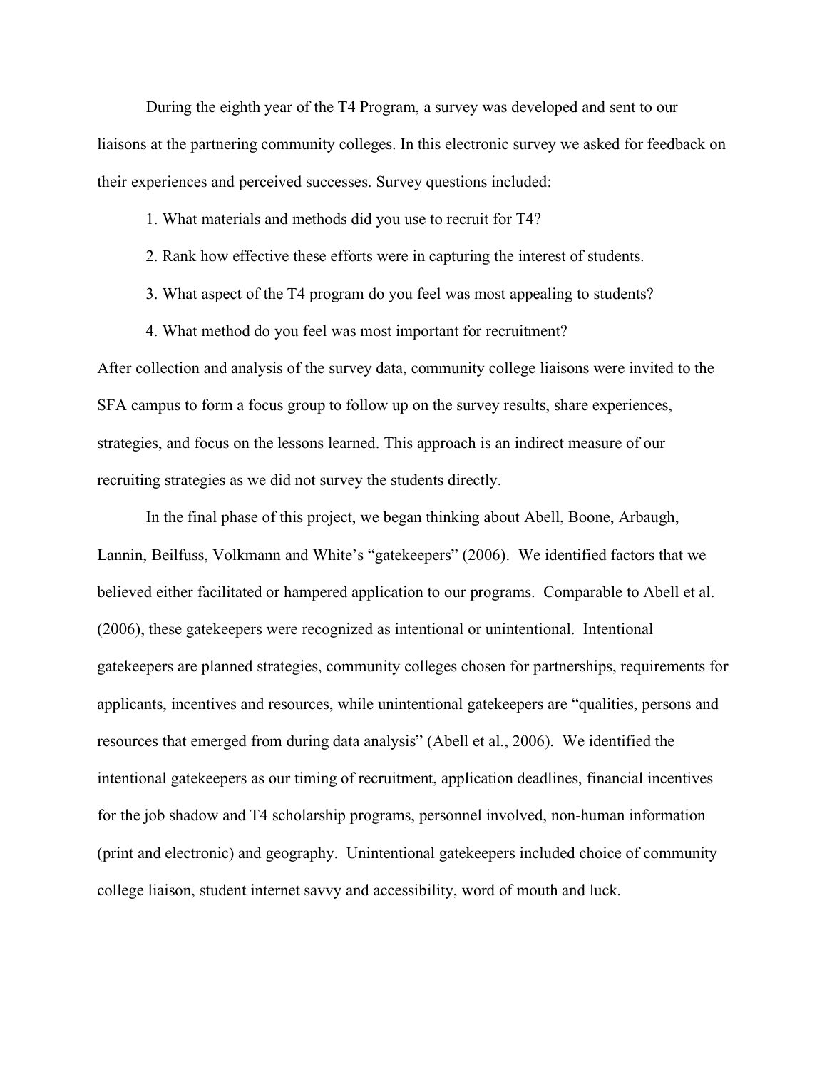During the eighth year of the T4 Program, a survey was developed and sent to our liaisons at the partnering community colleges. In this electronic survey we asked for feedback on their experiences and perceived successes. Survey questions included:

1. What materials and methods did you use to recruit for T4?
2. Rank how effective these efforts were in capturing the interest of students.
3. What aspect of the T4 program do you feel was most appealing to students?
4. What method do you feel was most important for recruitment?

After collection and analysis of the survey data, community college liaisons were invited to the SFA campus to form a focus group to follow up on the survey results, share experiences, strategies, and focus on the lessons learned. This approach is an indirect measure of our recruiting strategies as we did not survey the students directly.

In the final phase of this project, we began thinking about Abell, Boone, Arbaugh, Lannin, Beilfuss, Volkmann and White's "gatekeepers" (2006). We identified factors that we believed either facilitated or hampered application to our programs. Comparable to Abell et al. (2006), these gatekeepers were recognized as intentional or unintentional. Intentional gatekeepers are planned strategies, community colleges chosen for partnerships, requirements for applicants, incentives and resources, while unintentional gatekeepers are "qualities, persons and resources that emerged from during data analysis" (Abell et al., 2006). We identified the intentional gatekeepers as our timing of recruitment, application deadlines, financial incentives for the job shadow and T4 scholarship programs, personnel involved, non-human information (print and electronic) and geography. Unintentional gatekeepers included choice of community college liaison, student internet savvy and accessibility, word of mouth and luck.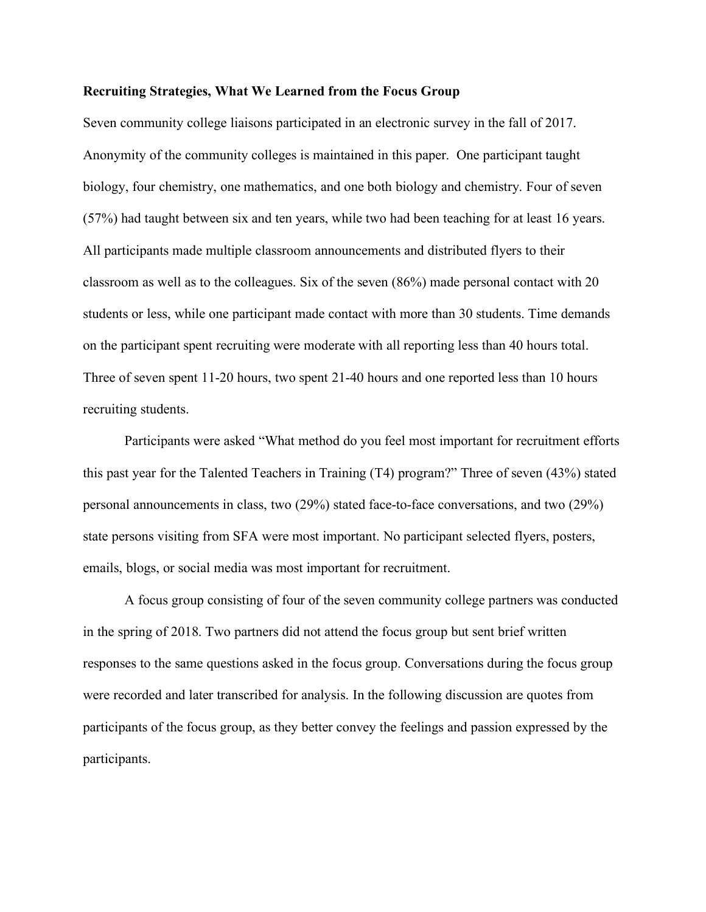**Recruiting Strategies, What We Learned from the Focus Group**

Seven community college liaisons participated in an electronic survey in the fall of 2017. Anonymity of the community colleges is maintained in this paper. One participant taught biology, four chemistry, one mathematics, and one both biology and chemistry. Four of seven (57%) had taught between six and ten years, while two had been teaching for at least 16 years. All participants made multiple classroom announcements and distributed flyers to their classroom as well as to the colleagues. Six of the seven (86%) made personal contact with 20 students or less, while one participant made contact with more than 30 students. Time demands on the participant spent recruiting were moderate with all reporting less than 40 hours total. Three of seven spent 11-20 hours, two spent 21-40 hours and one reported less than 10 hours recruiting students.

Participants were asked "What method do you feel most important for recruitment efforts this past year for the Talented Teachers in Training (T4) program?" Three of seven (43%) stated personal announcements in class, two (29%) stated face-to-face conversations, and two (29%) state persons visiting from SFA were most important. No participant selected flyers, posters, emails, blogs, or social media was most important for recruitment.

A focus group consisting of four of the seven community college partners was conducted in the spring of 2018. Two partners did not attend the focus group but sent brief written responses to the same questions asked in the focus group. Conversations during the focus group were recorded and later transcribed for analysis. In the following discussion are quotes from participants of the focus group, as they better convey the feelings and passion expressed by the participants.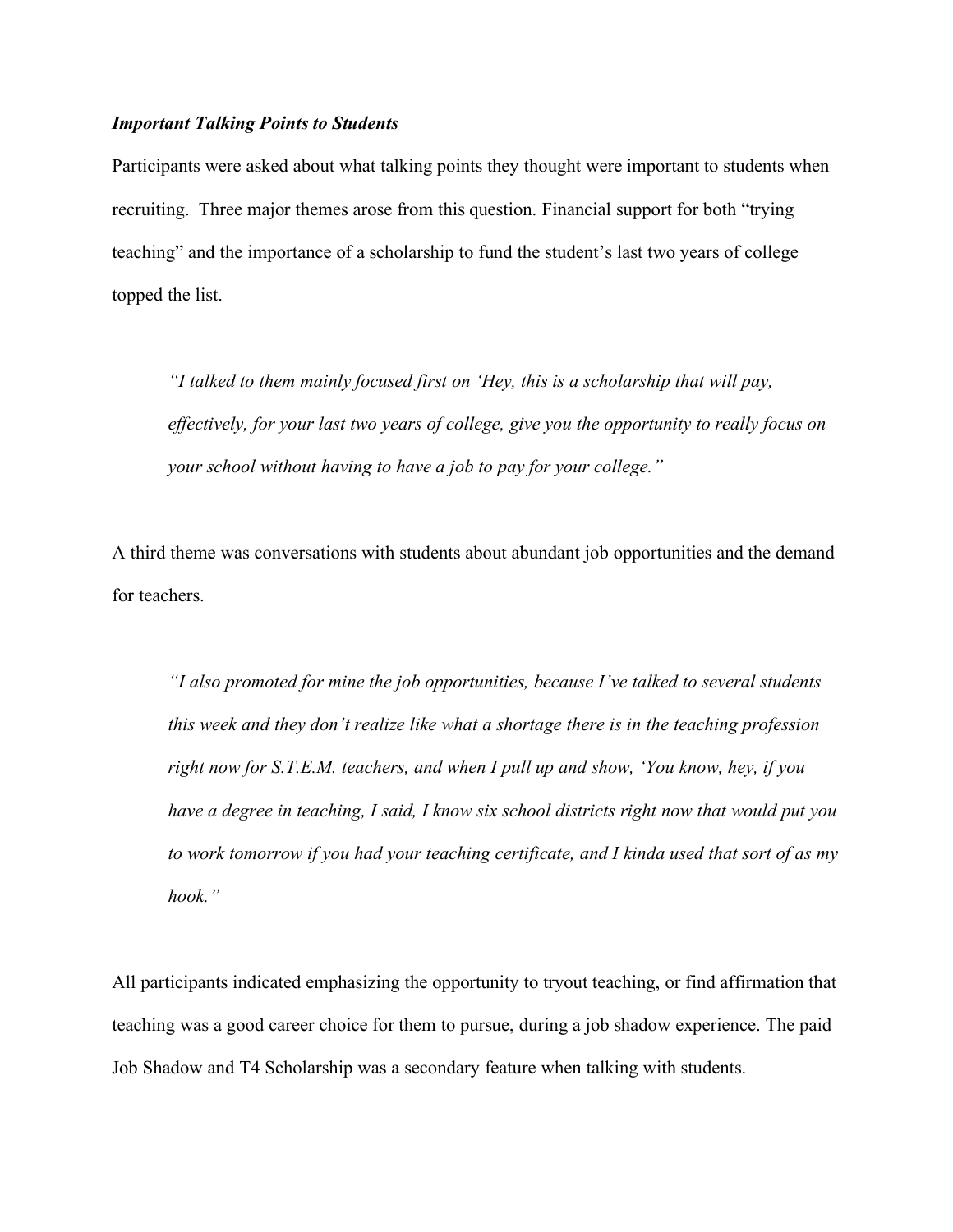***Important Talking Points to Students***

Participants were asked about what talking points they thought were important to students when recruiting. Three major themes arose from this question. Financial support for both "trying teaching" and the importance of a scholarship to fund the student's last two years of college topped the list.

> *"I talked to them mainly focused first on 'Hey, this is a scholarship that will pay, effectively, for your last two years of college, give you the opportunity to really focus on your school without having to have a job to pay for your college."*

A third theme was conversations with students about abundant job opportunities and the demand for teachers.

> *"I also promoted for mine the job opportunities, because I've talked to several students this week and they don't realize like what a shortage there is in the teaching profession right now for S.T.E.M. teachers, and when I pull up and show, 'You know, hey, if you have a degree in teaching, I said, I know six school districts right now that would put you to work tomorrow if you had your teaching certificate, and I kinda used that sort of as my hook."*

All participants indicated emphasizing the opportunity to tryout teaching, or find affirmation that teaching was a good career choice for them to pursue, during a job shadow experience. The paid Job Shadow and T4 Scholarship was a secondary feature when talking with students.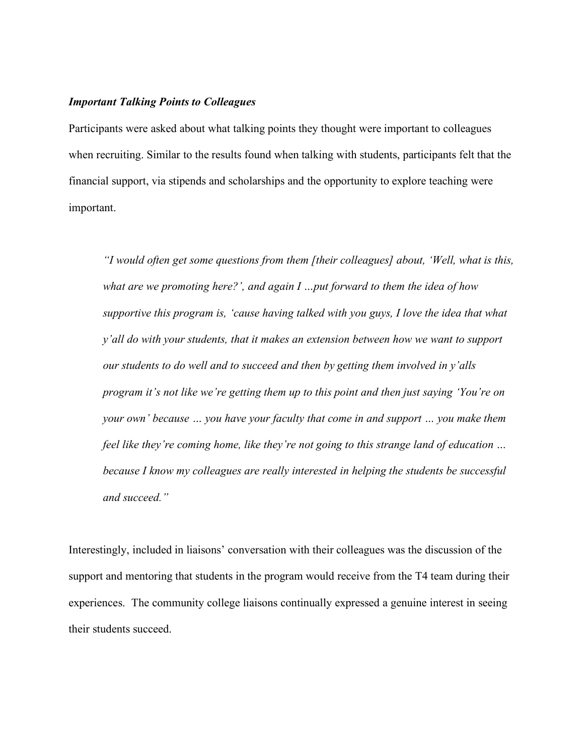***Important Talking Points to Colleagues***

Participants were asked about what talking points they thought were important to colleagues when recruiting. Similar to the results found when talking with students, participants felt that the financial support, via stipends and scholarships and the opportunity to explore teaching were important.

> *"I would often get some questions from them [their colleagues] about, 'Well, what is this, what are we promoting here?', and again I …put forward to them the idea of how supportive this program is, 'cause having talked with you guys, I love the idea that what y'all do with your students, that it makes an extension between how we want to support our students to do well and to succeed and then by getting them involved in y'alls program it's not like we're getting them up to this point and then just saying 'You're on your own' because … you have your faculty that come in and support … you make them feel like they're coming home, like they're not going to this strange land of education … because I know my colleagues are really interested in helping the students be successful and succeed."*

Interestingly, included in liaisons' conversation with their colleagues was the discussion of the support and mentoring that students in the program would receive from the T4 team during their experiences. The community college liaisons continually expressed a genuine interest in seeing their students succeed.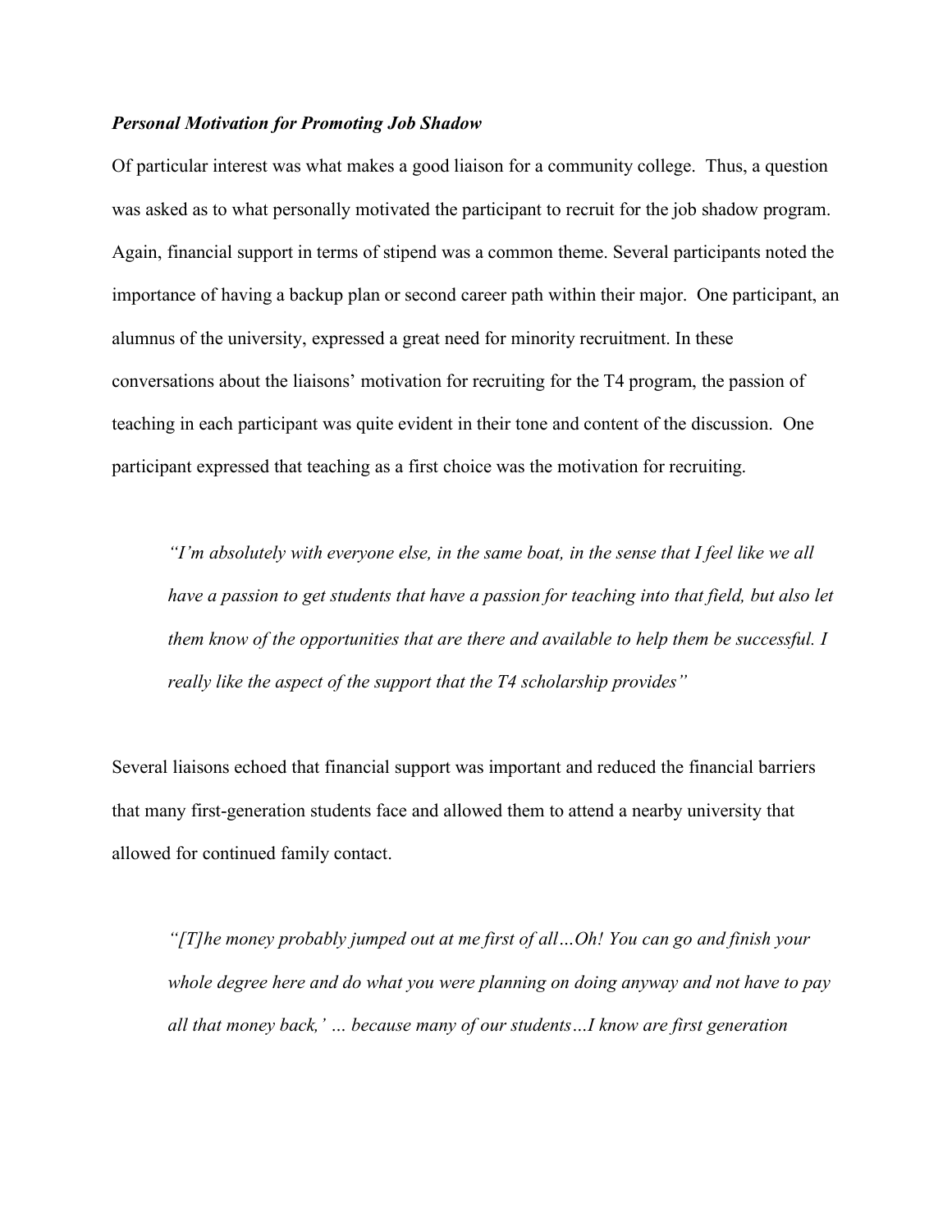### ***Personal Motivation for Promoting Job Shadow***

Of particular interest was what makes a good liaison for a community college. Thus, a question was asked as to what personally motivated the participant to recruit for the job shadow program. Again, financial support in terms of stipend was a common theme. Several participants noted the importance of having a backup plan or second career path within their major. One participant, an alumnus of the university, expressed a great need for minority recruitment. In these conversations about the liaisons' motivation for recruiting for the T4 program, the passion of teaching in each participant was quite evident in their tone and content of the discussion. One participant expressed that teaching as a first choice was the motivation for recruiting.

> *"I'm absolutely with everyone else, in the same boat, in the sense that I feel like we all have a passion to get students that have a passion for teaching into that field, but also let them know of the opportunities that are there and available to help them be successful. I really like the aspect of the support that the T4 scholarship provides"*

Several liaisons echoed that financial support was important and reduced the financial barriers that many first-generation students face and allowed them to attend a nearby university that allowed for continued family contact.

> *"[T]he money probably jumped out at me first of all…Oh! You can go and finish your whole degree here and do what you were planning on doing anyway and not have to pay all that money back,' … because many of our students…I know are first generation*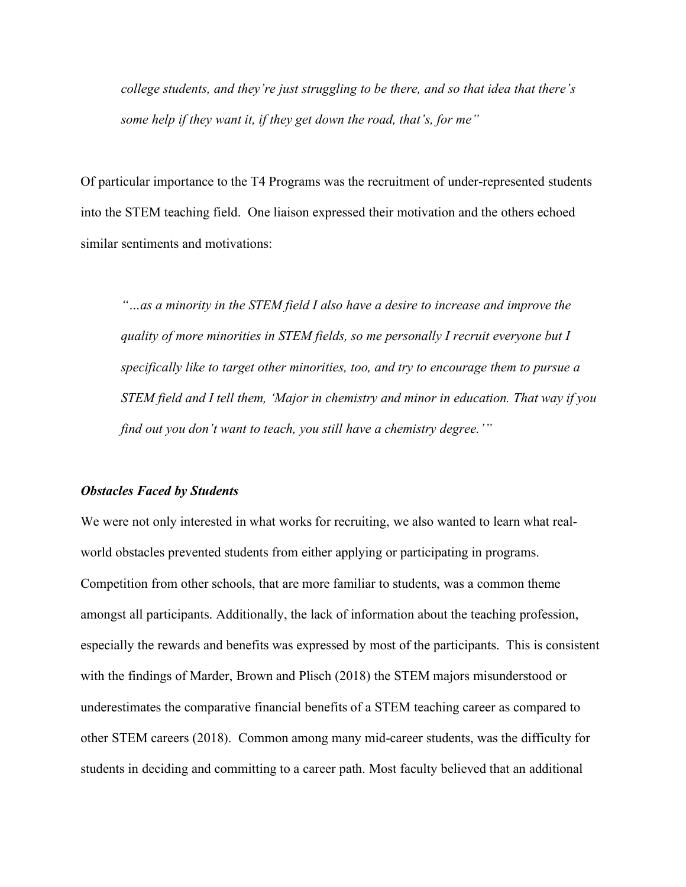*college students, and they're just struggling to be there, and so that idea that there's some help if they want it, if they get down the road, that's, for me"*

Of particular importance to the T4 Programs was the recruitment of under-represented students into the STEM teaching field. One liaison expressed their motivation and the others echoed similar sentiments and motivations:

*"…as a minority in the STEM field I also have a desire to increase and improve the quality of more minorities in STEM fields, so me personally I recruit everyone but I specifically like to target other minorities, too, and try to encourage them to pursue a STEM field and I tell them, 'Major in chemistry and minor in education. That way if you find out you don't want to teach, you still have a chemistry degree.'"*

***Obstacles Faced by Students***

We were not only interested in what works for recruiting, we also wanted to learn what real-world obstacles prevented students from either applying or participating in programs. Competition from other schools, that are more familiar to students, was a common theme amongst all participants. Additionally, the lack of information about the teaching profession, especially the rewards and benefits was expressed by most of the participants. This is consistent with the findings of Marder, Brown and Plisch (2018) the STEM majors misunderstood or underestimates the comparative financial benefits of a STEM teaching career as compared to other STEM careers (2018). Common among many mid-career students, was the difficulty for students in deciding and committing to a career path. Most faculty believed that an additional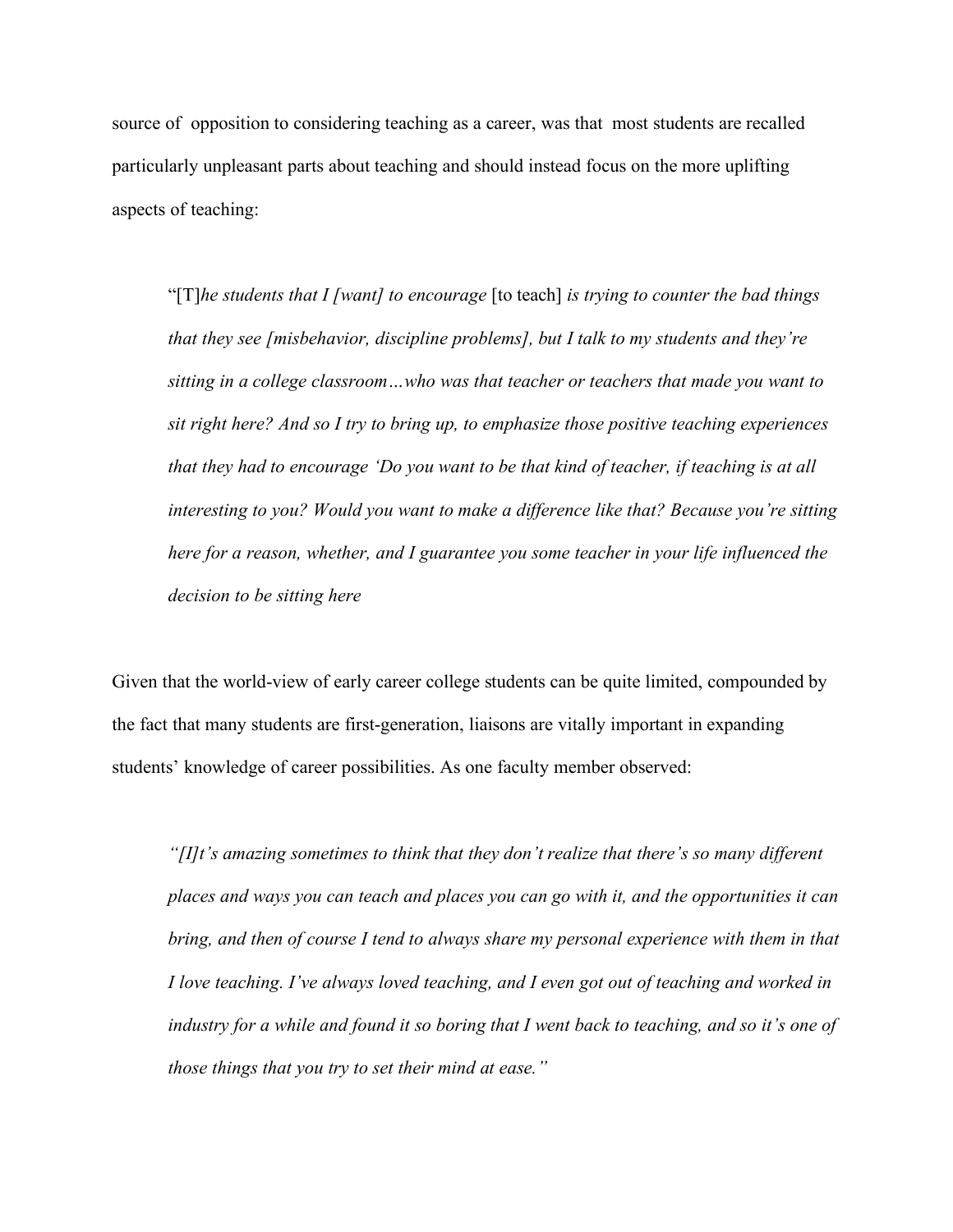source of opposition to considering teaching as a career, was that most students are recalled particularly unpleasant parts about teaching and should instead focus on the more uplifting aspects of teaching:

> "[T]*he students that I [want] to encourage* [to teach] *is trying to counter the bad things that they see [misbehavior, discipline problems], but I talk to my students and they're sitting in a college classroom…who was that teacher or teachers that made you want to sit right here? And so I try to bring up, to emphasize those positive teaching experiences that they had to encourage 'Do you want to be that kind of teacher, if teaching is at all interesting to you? Would you want to make a difference like that? Because you're sitting here for a reason, whether, and I guarantee you some teacher in your life influenced the decision to be sitting here*

Given that the world-view of early career college students can be quite limited, compounded by the fact that many students are first-generation, liaisons are vitally important in expanding students' knowledge of career possibilities. As one faculty member observed:

> *"[I]t's amazing sometimes to think that they don't realize that there's so many different places and ways you can teach and places you can go with it, and the opportunities it can bring, and then of course I tend to always share my personal experience with them in that I love teaching. I've always loved teaching, and I even got out of teaching and worked in industry for a while and found it so boring that I went back to teaching, and so it's one of those things that you try to set their mind at ease."*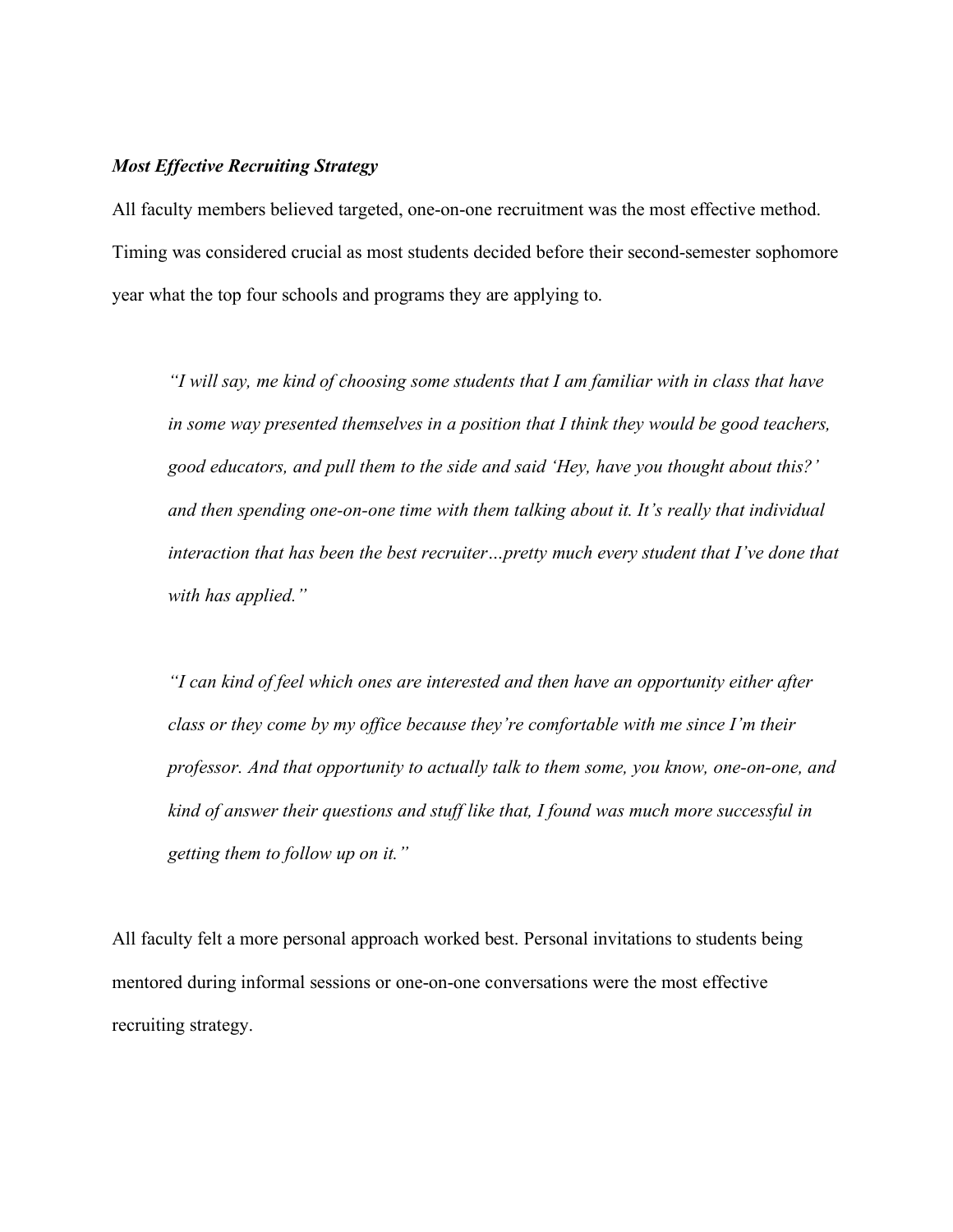***Most Effective Recruiting Strategy***

All faculty members believed targeted, one-on-one recruitment was the most effective method. Timing was considered crucial as most students decided before their second-semester sophomore year what the top four schools and programs they are applying to.

> *"I will say, me kind of choosing some students that I am familiar with in class that have in some way presented themselves in a position that I think they would be good teachers, good educators, and pull them to the side and said 'Hey, have you thought about this?' and then spending one-on-one time with them talking about it. It's really that individual interaction that has been the best recruiter…pretty much every student that I've done that with has applied."*

> *"I can kind of feel which ones are interested and then have an opportunity either after class or they come by my office because they're comfortable with me since I'm their professor. And that opportunity to actually talk to them some, you know, one-on-one, and kind of answer their questions and stuff like that, I found was much more successful in getting them to follow up on it."*

All faculty felt a more personal approach worked best. Personal invitations to students being mentored during informal sessions or one-on-one conversations were the most effective recruiting strategy.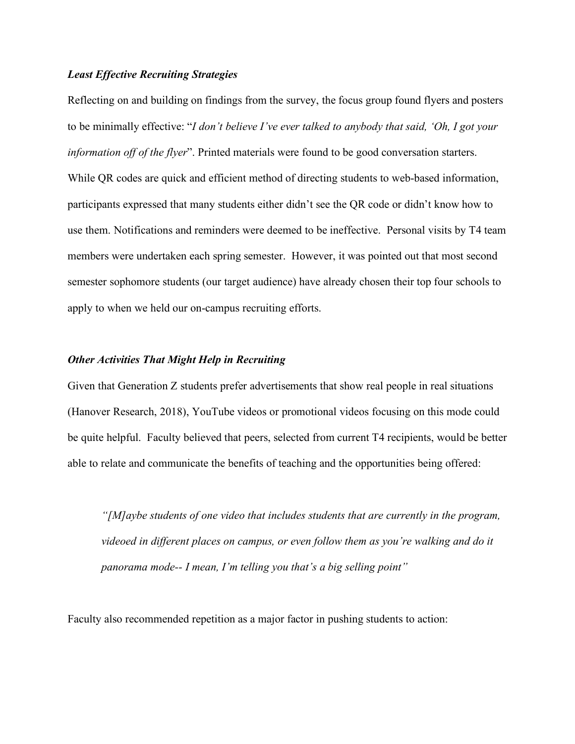***Least Effective Recruiting Strategies***

Reflecting on and building on findings from the survey, the focus group found flyers and posters to be minimally effective: "*I don't believe I've ever talked to anybody that said, 'Oh, I got your information off of the flyer*". Printed materials were found to be good conversation starters. While QR codes are quick and efficient method of directing students to web-based information, participants expressed that many students either didn't see the QR code or didn't know how to use them. Notifications and reminders were deemed to be ineffective. Personal visits by T4 team members were undertaken each spring semester. However, it was pointed out that most second semester sophomore students (our target audience) have already chosen their top four schools to apply to when we held our on-campus recruiting efforts.

***Other Activities That Might Help in Recruiting***

Given that Generation Z students prefer advertisements that show real people in real situations (Hanover Research, 2018), YouTube videos or promotional videos focusing on this mode could be quite helpful. Faculty believed that peers, selected from current T4 recipients, would be better able to relate and communicate the benefits of teaching and the opportunities being offered:

> *"[M]aybe students of one video that includes students that are currently in the program, videoed in different places on campus, or even follow them as you're walking and do it panorama mode-- I mean, I'm telling you that's a big selling point"*

Faculty also recommended repetition as a major factor in pushing students to action: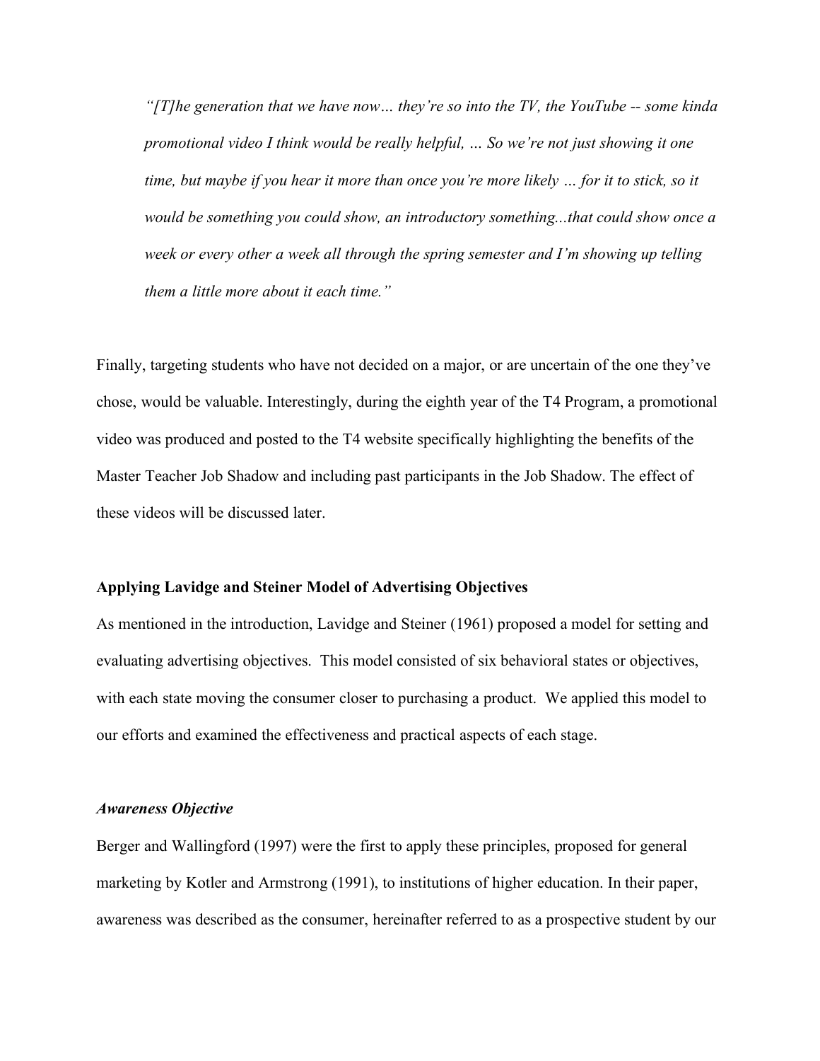> *"[T]he generation that we have now… they're so into the TV, the YouTube -- some kinda promotional video I think would be really helpful, … So we're not just showing it one time, but maybe if you hear it more than once you're more likely … for it to stick, so it would be something you could show, an introductory something...that could show once a week or every other a week all through the spring semester and I'm showing up telling them a little more about it each time."*

Finally, targeting students who have not decided on a major, or are uncertain of the one they've chose, would be valuable. Interestingly, during the eighth year of the T4 Program, a promotional video was produced and posted to the T4 website specifically highlighting the benefits of the Master Teacher Job Shadow and including past participants in the Job Shadow. The effect of these videos will be discussed later.

**Applying Lavidge and Steiner Model of Advertising Objectives**

As mentioned in the introduction, Lavidge and Steiner (1961) proposed a model for setting and evaluating advertising objectives. This model consisted of six behavioral states or objectives, with each state moving the consumer closer to purchasing a product. We applied this model to our efforts and examined the effectiveness and practical aspects of each stage.

***Awareness Objective***

Berger and Wallingford (1997) were the first to apply these principles, proposed for general marketing by Kotler and Armstrong (1991), to institutions of higher education. In their paper, awareness was described as the consumer, hereinafter referred to as a prospective student by our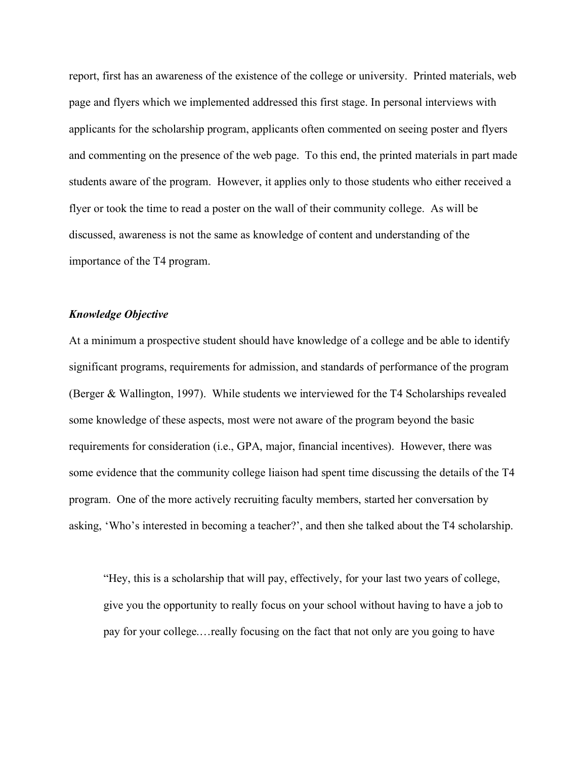report, first has an awareness of the existence of the college or university. Printed materials, web page and flyers which we implemented addressed this first stage. In personal interviews with applicants for the scholarship program, applicants often commented on seeing poster and flyers and commenting on the presence of the web page. To this end, the printed materials in part made students aware of the program. However, it applies only to those students who either received a flyer or took the time to read a poster on the wall of their community college. As will be discussed, awareness is not the same as knowledge of content and understanding of the importance of the T4 program.

***Knowledge Objective***

At a minimum a prospective student should have knowledge of a college and be able to identify significant programs, requirements for admission, and standards of performance of the program (Berger & Wallington, 1997). While students we interviewed for the T4 Scholarships revealed some knowledge of these aspects, most were not aware of the program beyond the basic requirements for consideration (i.e., GPA, major, financial incentives). However, there was some evidence that the community college liaison had spent time discussing the details of the T4 program. One of the more actively recruiting faculty members, started her conversation by asking, 'Who's interested in becoming a teacher?', and then she talked about the T4 scholarship.

> "Hey, this is a scholarship that will pay, effectively, for your last two years of college, give you the opportunity to really focus on your school without having to have a job to pay for your college.…really focusing on the fact that not only are you going to have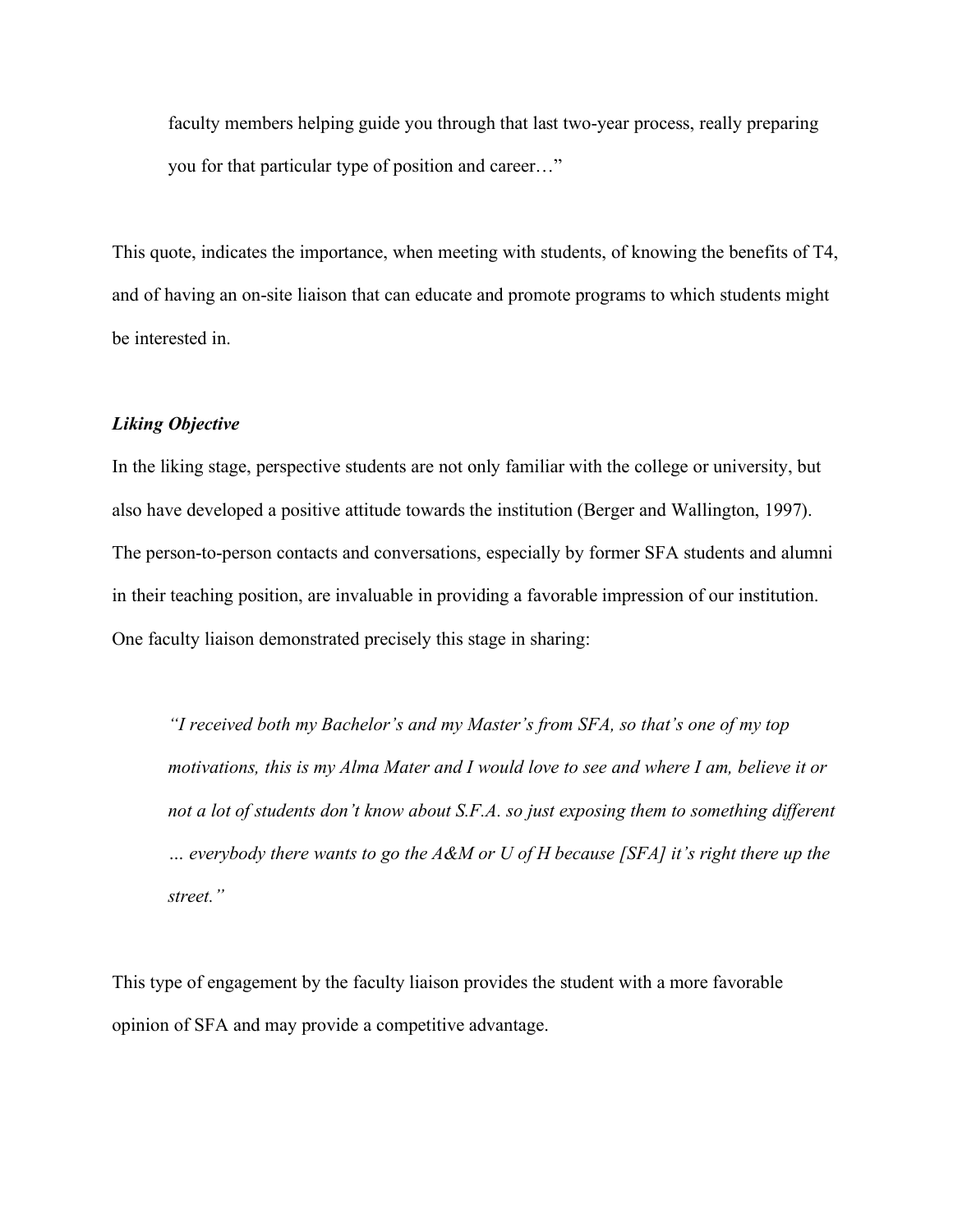> faculty members helping guide you through that last two-year process, really preparing you for that particular type of position and career…"

This quote, indicates the importance, when meeting with students, of knowing the benefits of T4, and of having an on-site liaison that can educate and promote programs to which students might be interested in.

### *Liking Objective*

In the liking stage, perspective students are not only familiar with the college or university, but also have developed a positive attitude towards the institution (Berger and Wallington, 1997). The person-to-person contacts and conversations, especially by former SFA students and alumni in their teaching position, are invaluable in providing a favorable impression of our institution. One faculty liaison demonstrated precisely this stage in sharing:

> *"I received both my Bachelor's and my Master's from SFA, so that's one of my top motivations, this is my Alma Mater and I would love to see and where I am, believe it or not a lot of students don't know about S.F.A. so just exposing them to something different … everybody there wants to go the A&M or U of H because [SFA] it's right there up the street."*

This type of engagement by the faculty liaison provides the student with a more favorable opinion of SFA and may provide a competitive advantage.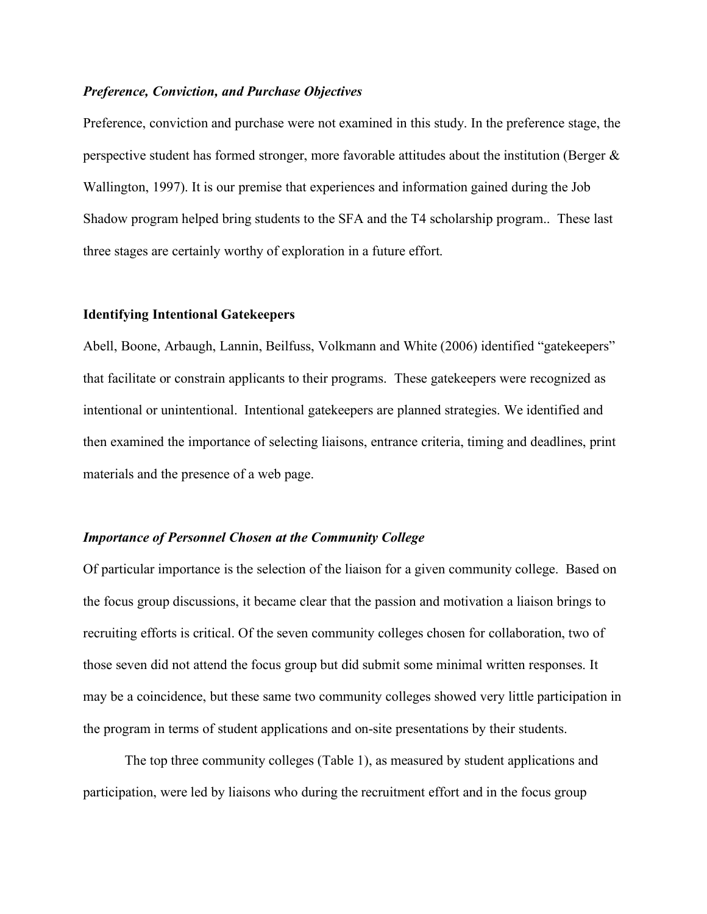***Preference, Conviction, and Purchase Objectives***

Preference, conviction and purchase were not examined in this study. In the preference stage, the perspective student has formed stronger, more favorable attitudes about the institution (Berger & Wallington, 1997). It is our premise that experiences and information gained during the Job Shadow program helped bring students to the SFA and the T4 scholarship program.. These last three stages are certainly worthy of exploration in a future effort.

**Identifying Intentional Gatekeepers**

Abell, Boone, Arbaugh, Lannin, Beilfuss, Volkmann and White (2006) identified "gatekeepers" that facilitate or constrain applicants to their programs. These gatekeepers were recognized as intentional or unintentional. Intentional gatekeepers are planned strategies. We identified and then examined the importance of selecting liaisons, entrance criteria, timing and deadlines, print materials and the presence of a web page.

***Importance of Personnel Chosen at the Community College***

Of particular importance is the selection of the liaison for a given community college. Based on the focus group discussions, it became clear that the passion and motivation a liaison brings to recruiting efforts is critical. Of the seven community colleges chosen for collaboration, two of those seven did not attend the focus group but did submit some minimal written responses. It may be a coincidence, but these same two community colleges showed very little participation in the program in terms of student applications and on-site presentations by their students.

The top three community colleges (Table 1), as measured by student applications and participation, were led by liaisons who during the recruitment effort and in the focus group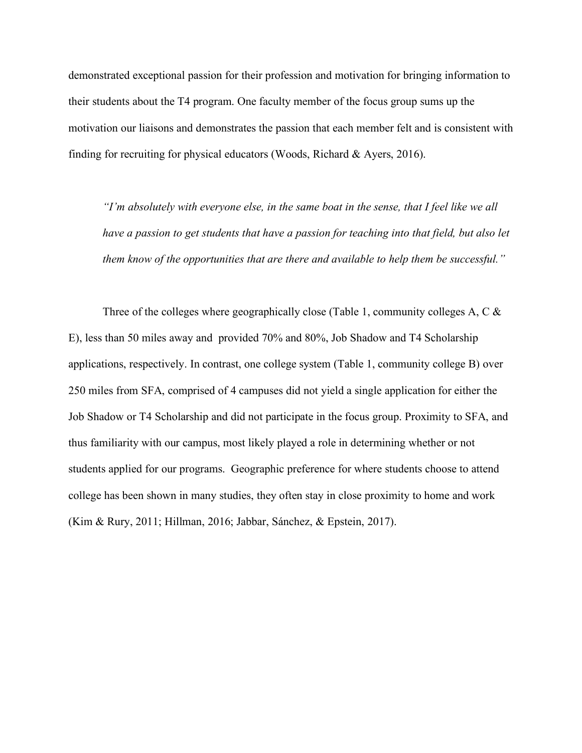demonstrated exceptional passion for their profession and motivation for bringing information to their students about the T4 program. One faculty member of the focus group sums up the motivation our liaisons and demonstrates the passion that each member felt and is consistent with finding for recruiting for physical educators (Woods, Richard & Ayers, 2016).

> *"I'm absolutely with everyone else, in the same boat in the sense, that I feel like we all have a passion to get students that have a passion for teaching into that field, but also let them know of the opportunities that are there and available to help them be successful."*

Three of the colleges where geographically close (Table 1, community colleges A, C & E), less than 50 miles away and provided 70% and 80%, Job Shadow and T4 Scholarship applications, respectively. In contrast, one college system (Table 1, community college B) over 250 miles from SFA, comprised of 4 campuses did not yield a single application for either the Job Shadow or T4 Scholarship and did not participate in the focus group. Proximity to SFA, and thus familiarity with our campus, most likely played a role in determining whether or not students applied for our programs. Geographic preference for where students choose to attend college has been shown in many studies, they often stay in close proximity to home and work (Kim & Rury, 2011; Hillman, 2016; Jabbar, Sánchez, & Epstein, 2017).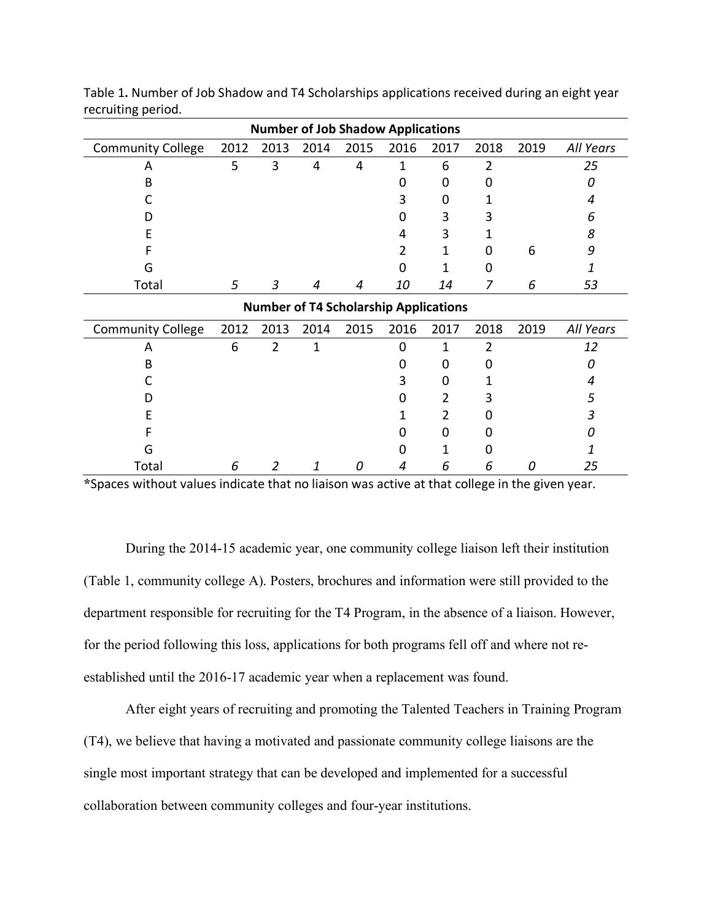Table 1**.** Number of Job Shadow and T4 Scholarships applications received during an eight year recruiting period.

| **Number of Job Shadow Applications** | | | | | | | | | |
|---|---|---|---|---|---|---|---|---|---|
| Community College | 2012 | 2013 | 2014 | 2015 | 2016 | 2017 | 2018 | 2019 | *All Years* |
| A | 5 | 3 | 4 | 4 | 1 | 6 | 2 | | *25* |
| B | | | | | 0 | 0 | 0 | | *0* |
| C | | | | | 3 | 0 | 1 | | *4* |
| D | | | | | 0 | 3 | 3 | | *6* |
| E | | | | | 4 | 3 | 1 | | *8* |
| F | | | | | 2 | 1 | 0 | 6 | *9* |
| G | | | | | 0 | 1 | 0 | | *1* |
| Total | *5* | *3* | *4* | *4* | *10* | *14* | *7* | *6* | *53* |
| **Number of T4 Scholarship Applications** | | | | | | | | | |
| Community College | 2012 | 2013 | 2014 | 2015 | 2016 | 2017 | 2018 | 2019 | *All Years* |
| A | 6 | 2 | 1 | | 0 | 1 | 2 | | *12* |
| B | | | | | 0 | 0 | 0 | | *0* |
| C | | | | | 3 | 0 | 1 | | *4* |
| D | | | | | 0 | 2 | 3 | | *5* |
| E | | | | | 1 | 2 | 0 | | *3* |
| F | | | | | 0 | 0 | 0 | | *0* |
| G | | | | | 0 | 1 | 0 | | *1* |
| Total | *6* | *2* | *1* | *0* | *4* | *6* | *6* | *0* | *25* |

*Spaces without values indicate that no liaison was active at that college in the given year.

During the 2014-15 academic year, one community college liaison left their institution (Table 1, community college A). Posters, brochures and information were still provided to the department responsible for recruiting for the T4 Program, in the absence of a liaison. However, for the period following this loss, applications for both programs fell off and where not re-established until the 2016-17 academic year when a replacement was found.

After eight years of recruiting and promoting the Talented Teachers in Training Program (T4), we believe that having a motivated and passionate community college liaisons are the single most important strategy that can be developed and implemented for a successful collaboration between community colleges and four-year institutions.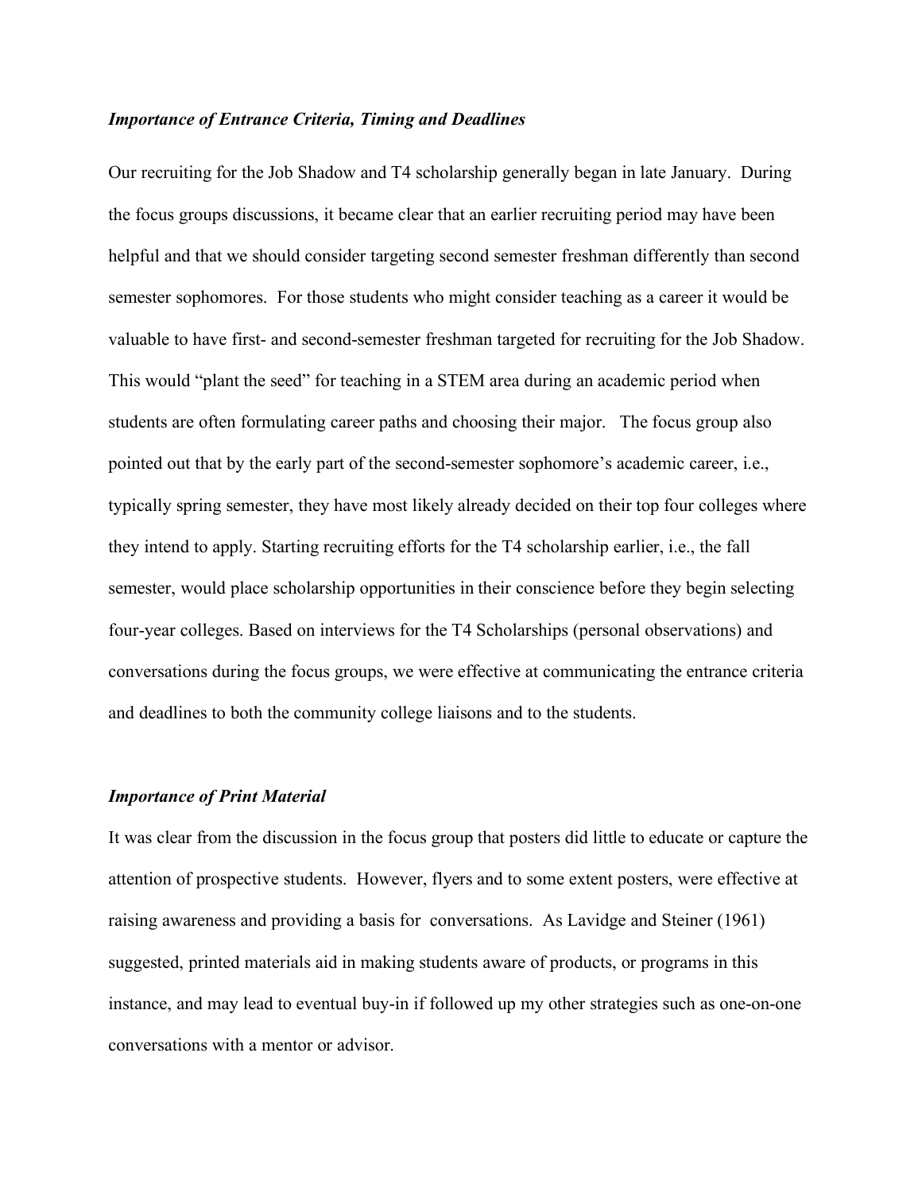***Importance of Entrance Criteria, Timing and Deadlines***

Our recruiting for the Job Shadow and T4 scholarship generally began in late January. During the focus groups discussions, it became clear that an earlier recruiting period may have been helpful and that we should consider targeting second semester freshman differently than second semester sophomores. For those students who might consider teaching as a career it would be valuable to have first- and second-semester freshman targeted for recruiting for the Job Shadow. This would "plant the seed" for teaching in a STEM area during an academic period when students are often formulating career paths and choosing their major. The focus group also pointed out that by the early part of the second-semester sophomore's academic career, i.e., typically spring semester, they have most likely already decided on their top four colleges where they intend to apply. Starting recruiting efforts for the T4 scholarship earlier, i.e., the fall semester, would place scholarship opportunities in their conscience before they begin selecting four-year colleges. Based on interviews for the T4 Scholarships (personal observations) and conversations during the focus groups, we were effective at communicating the entrance criteria and deadlines to both the community college liaisons and to the students.

***Importance of Print Material***

It was clear from the discussion in the focus group that posters did little to educate or capture the attention of prospective students. However, flyers and to some extent posters, were effective at raising awareness and providing a basis for conversations. As Lavidge and Steiner (1961) suggested, printed materials aid in making students aware of products, or programs in this instance, and may lead to eventual buy-in if followed up my other strategies such as one-on-one conversations with a mentor or advisor.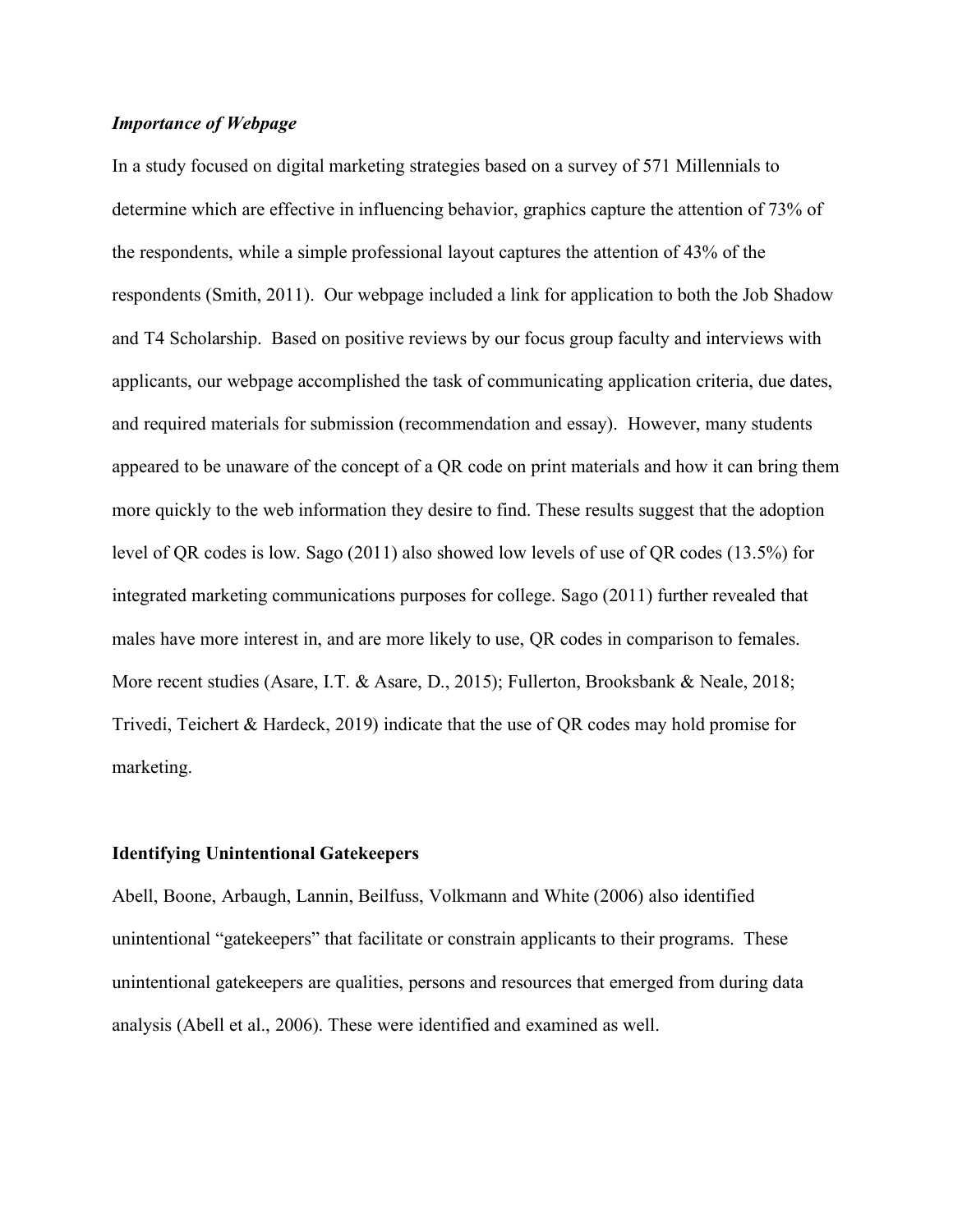### *Importance of Webpage*

In a study focused on digital marketing strategies based on a survey of 571 Millennials to determine which are effective in influencing behavior, graphics capture the attention of 73% of the respondents, while a simple professional layout captures the attention of 43% of the respondents (Smith, 2011). Our webpage included a link for application to both the Job Shadow and T4 Scholarship. Based on positive reviews by our focus group faculty and interviews with applicants, our webpage accomplished the task of communicating application criteria, due dates, and required materials for submission (recommendation and essay). However, many students appeared to be unaware of the concept of a QR code on print materials and how it can bring them more quickly to the web information they desire to find. These results suggest that the adoption level of QR codes is low. Sago (2011) also showed low levels of use of QR codes (13.5%) for integrated marketing communications purposes for college. Sago (2011) further revealed that males have more interest in, and are more likely to use, QR codes in comparison to females. More recent studies (Asare, I.T. & Asare, D., 2015); Fullerton, Brooksbank & Neale, 2018; Trivedi, Teichert & Hardeck, 2019) indicate that the use of QR codes may hold promise for marketing.

### **Identifying Unintentional Gatekeepers**

Abell, Boone, Arbaugh, Lannin, Beilfuss, Volkmann and White (2006) also identified unintentional "gatekeepers" that facilitate or constrain applicants to their programs. These unintentional gatekeepers are qualities, persons and resources that emerged from during data analysis (Abell et al., 2006). These were identified and examined as well.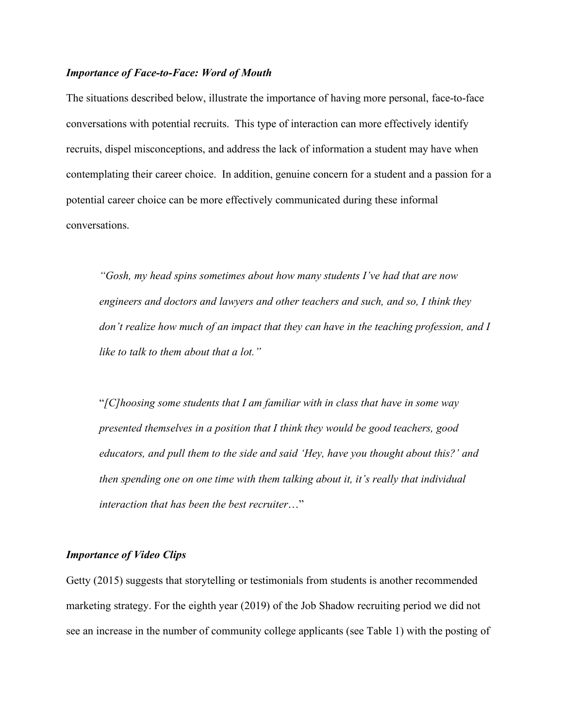### *Importance of Face-to-Face: Word of Mouth*

The situations described below, illustrate the importance of having more personal, face-to-face conversations with potential recruits. This type of interaction can more effectively identify recruits, dispel misconceptions, and address the lack of information a student may have when contemplating their career choice. In addition, genuine concern for a student and a passion for a potential career choice can be more effectively communicated during these informal conversations.

> *"Gosh, my head spins sometimes about how many students I've had that are now engineers and doctors and lawyers and other teachers and such, and so, I think they don't realize how much of an impact that they can have in the teaching profession, and I like to talk to them about that a lot."*

> "*[C]hoosing some students that I am familiar with in class that have in some way presented themselves in a position that I think they would be good teachers, good educators, and pull them to the side and said 'Hey, have you thought about this?' and then spending one on one time with them talking about it, it's really that individual interaction that has been the best recruiter*…"

### *Importance of Video Clips*

Getty (2015) suggests that storytelling or testimonials from students is another recommended marketing strategy. For the eighth year (2019) of the Job Shadow recruiting period we did not see an increase in the number of community college applicants (see Table 1) with the posting of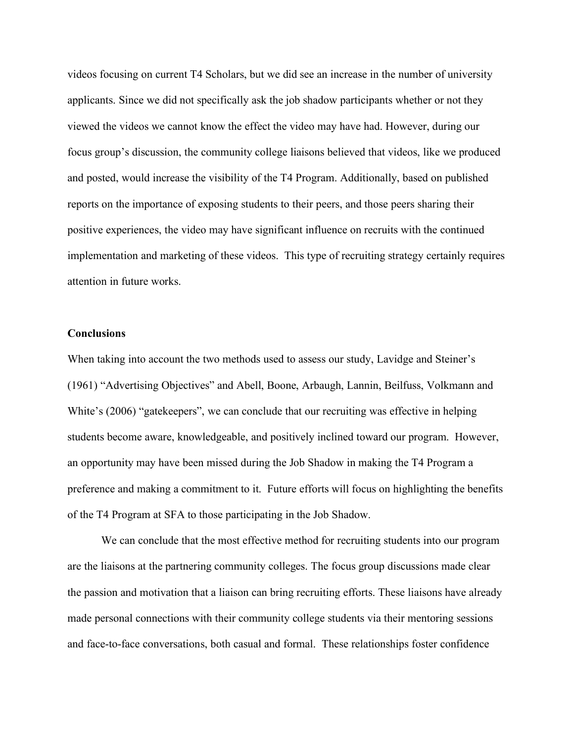videos focusing on current T4 Scholars, but we did see an increase in the number of university applicants. Since we did not specifically ask the job shadow participants whether or not they viewed the videos we cannot know the effect the video may have had. However, during our focus group's discussion, the community college liaisons believed that videos, like we produced and posted, would increase the visibility of the T4 Program. Additionally, based on published reports on the importance of exposing students to their peers, and those peers sharing their positive experiences, the video may have significant influence on recruits with the continued implementation and marketing of these videos. This type of recruiting strategy certainly requires attention in future works.

**Conclusions**

When taking into account the two methods used to assess our study, Lavidge and Steiner's (1961) "Advertising Objectives" and Abell, Boone, Arbaugh, Lannin, Beilfuss, Volkmann and White's (2006) "gatekeepers", we can conclude that our recruiting was effective in helping students become aware, knowledgeable, and positively inclined toward our program. However, an opportunity may have been missed during the Job Shadow in making the T4 Program a preference and making a commitment to it. Future efforts will focus on highlighting the benefits of the T4 Program at SFA to those participating in the Job Shadow.

We can conclude that the most effective method for recruiting students into our program are the liaisons at the partnering community colleges. The focus group discussions made clear the passion and motivation that a liaison can bring recruiting efforts. These liaisons have already made personal connections with their community college students via their mentoring sessions and face-to-face conversations, both casual and formal. These relationships foster confidence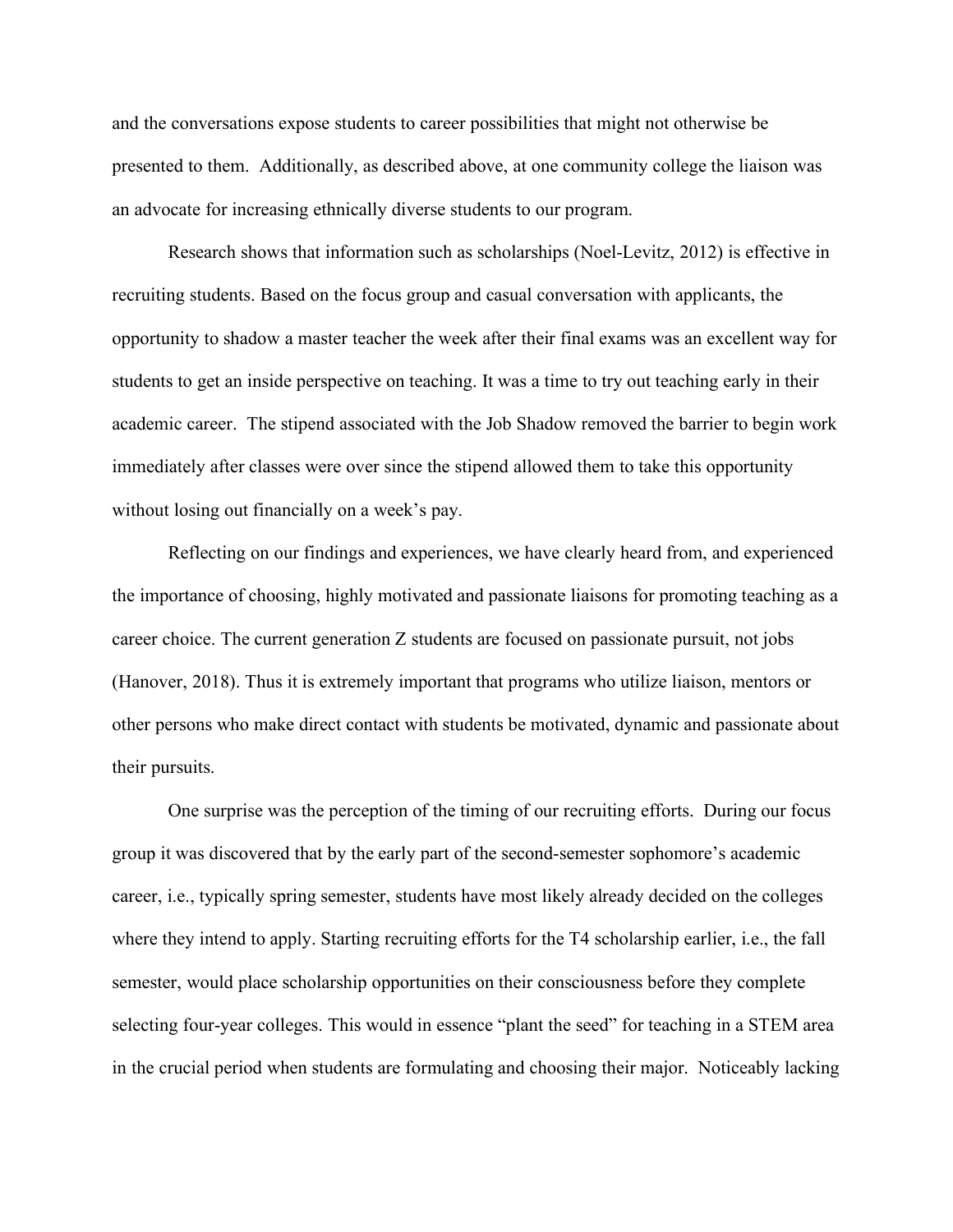and the conversations expose students to career possibilities that might not otherwise be presented to them. Additionally, as described above, at one community college the liaison was an advocate for increasing ethnically diverse students to our program.

Research shows that information such as scholarships (Noel-Levitz, 2012) is effective in recruiting students. Based on the focus group and casual conversation with applicants, the opportunity to shadow a master teacher the week after their final exams was an excellent way for students to get an inside perspective on teaching. It was a time to try out teaching early in their academic career. The stipend associated with the Job Shadow removed the barrier to begin work immediately after classes were over since the stipend allowed them to take this opportunity without losing out financially on a week's pay.

Reflecting on our findings and experiences, we have clearly heard from, and experienced the importance of choosing, highly motivated and passionate liaisons for promoting teaching as a career choice. The current generation Z students are focused on passionate pursuit, not jobs (Hanover, 2018). Thus it is extremely important that programs who utilize liaison, mentors or other persons who make direct contact with students be motivated, dynamic and passionate about their pursuits.

One surprise was the perception of the timing of our recruiting efforts. During our focus group it was discovered that by the early part of the second-semester sophomore's academic career, i.e., typically spring semester, students have most likely already decided on the colleges where they intend to apply. Starting recruiting efforts for the T4 scholarship earlier, i.e., the fall semester, would place scholarship opportunities on their consciousness before they complete selecting four-year colleges. This would in essence "plant the seed" for teaching in a STEM area in the crucial period when students are formulating and choosing their major. Noticeably lacking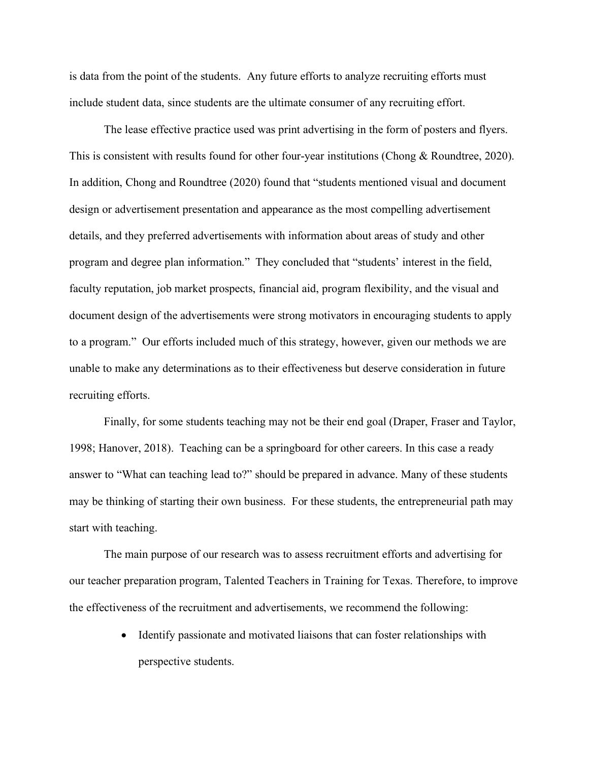is data from the point of the students. Any future efforts to analyze recruiting efforts must include student data, since students are the ultimate consumer of any recruiting effort.

The lease effective practice used was print advertising in the form of posters and flyers. This is consistent with results found for other four-year institutions (Chong & Roundtree, 2020). In addition, Chong and Roundtree (2020) found that "students mentioned visual and document design or advertisement presentation and appearance as the most compelling advertisement details, and they preferred advertisements with information about areas of study and other program and degree plan information." They concluded that "students' interest in the field, faculty reputation, job market prospects, financial aid, program flexibility, and the visual and document design of the advertisements were strong motivators in encouraging students to apply to a program." Our efforts included much of this strategy, however, given our methods we are unable to make any determinations as to their effectiveness but deserve consideration in future recruiting efforts.

Finally, for some students teaching may not be their end goal (Draper, Fraser and Taylor, 1998; Hanover, 2018). Teaching can be a springboard for other careers. In this case a ready answer to "What can teaching lead to?" should be prepared in advance. Many of these students may be thinking of starting their own business. For these students, the entrepreneurial path may start with teaching.

The main purpose of our research was to assess recruitment efforts and advertising for our teacher preparation program, Talented Teachers in Training for Texas. Therefore, to improve the effectiveness of the recruitment and advertisements, we recommend the following:

- Identify passionate and motivated liaisons that can foster relationships with perspective students.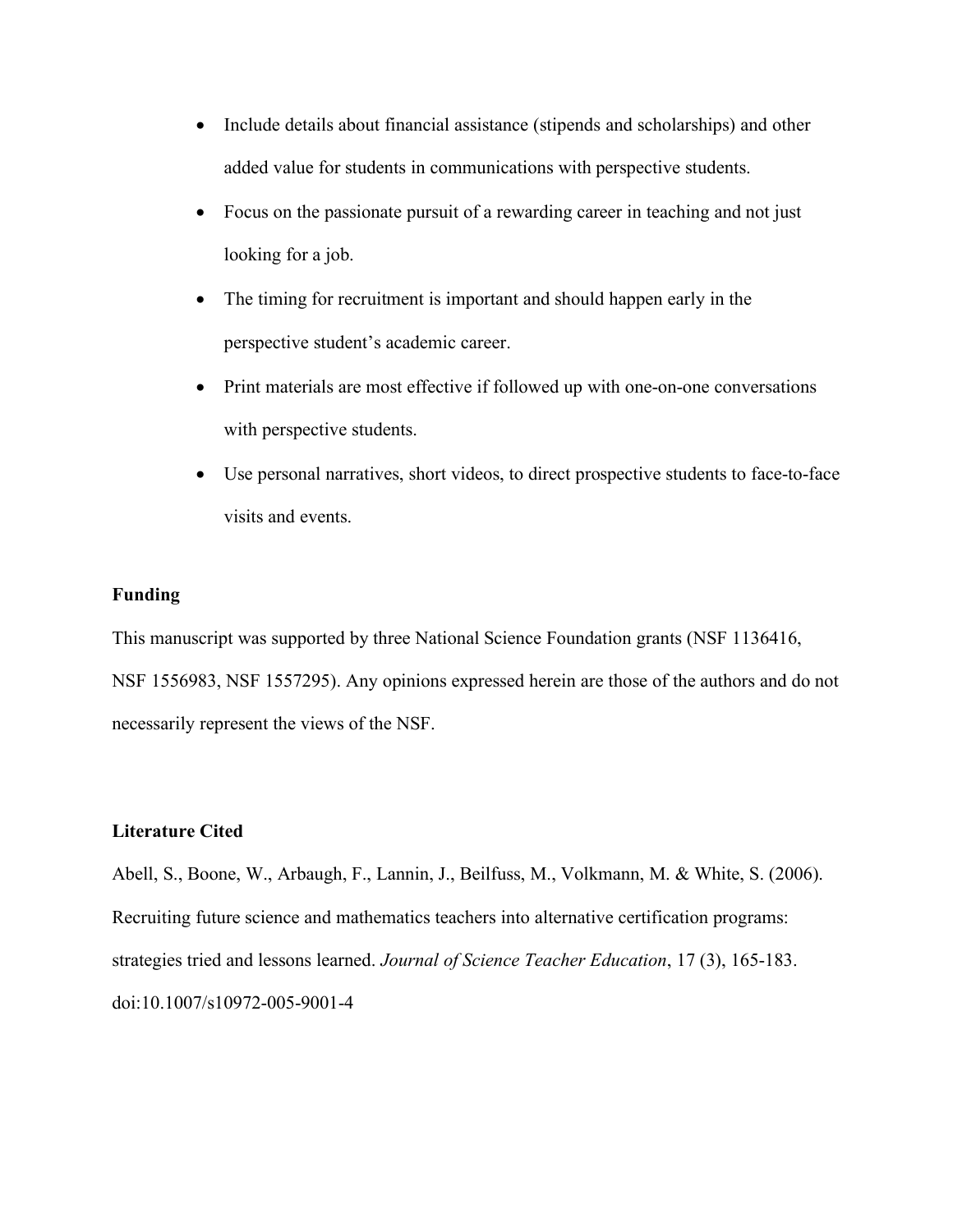- Include details about financial assistance (stipends and scholarships) and other added value for students in communications with perspective students.
- Focus on the passionate pursuit of a rewarding career in teaching and not just looking for a job.
- The timing for recruitment is important and should happen early in the perspective student's academic career.
- Print materials are most effective if followed up with one-on-one conversations with perspective students.
- Use personal narratives, short videos, to direct prospective students to face-to-face visits and events.

**Funding**

This manuscript was supported by three National Science Foundation grants (NSF 1136416, NSF 1556983, NSF 1557295). Any opinions expressed herein are those of the authors and do not necessarily represent the views of the NSF.

**Literature Cited**

Abell, S., Boone, W., Arbaugh, F., Lannin, J., Beilfuss, M., Volkmann, M. & White, S. (2006). Recruiting future science and mathematics teachers into alternative certification programs: strategies tried and lessons learned. *Journal of Science Teacher Education*, 17 (3), 165-183. doi:10.1007/s10972-005-9001-4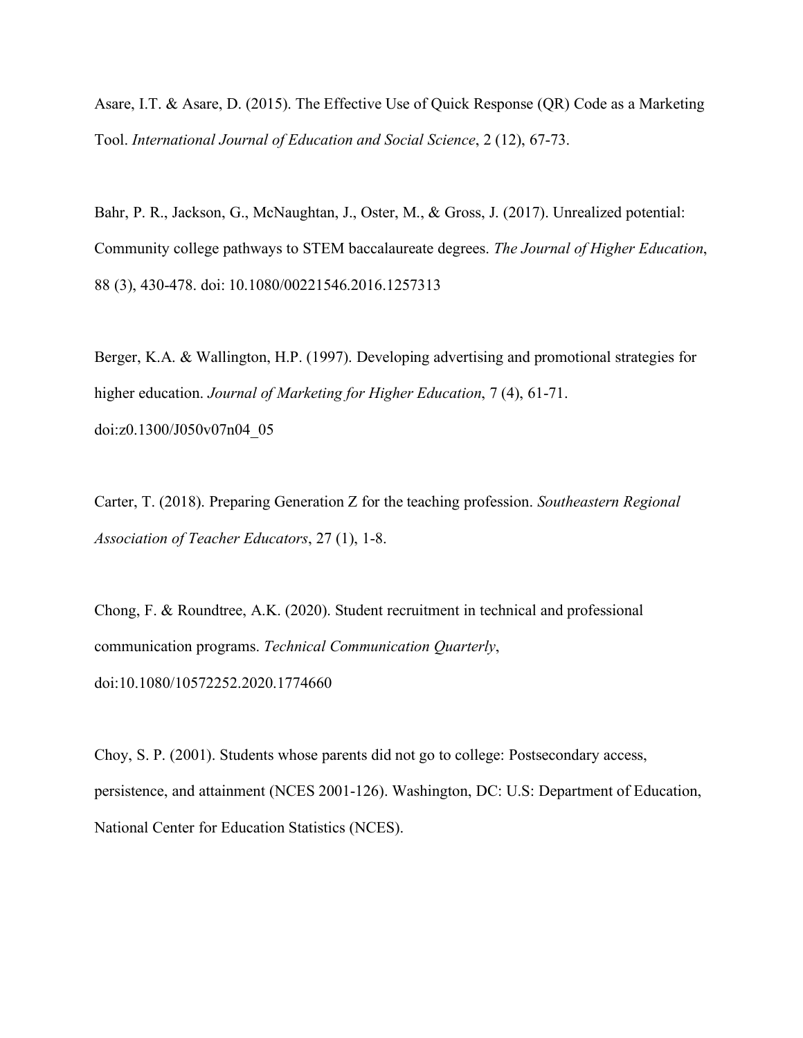Asare, I.T. & Asare, D. (2015). The Effective Use of Quick Response (QR) Code as a Marketing Tool. *International Journal of Education and Social Science*, 2 (12), 67-73.

Bahr, P. R., Jackson, G., McNaughtan, J., Oster, M., & Gross, J. (2017). Unrealized potential: Community college pathways to STEM baccalaureate degrees. *The Journal of Higher Education*, 88 (3), 430-478. doi: 10.1080/00221546.2016.1257313

Berger, K.A. & Wallington, H.P. (1997). Developing advertising and promotional strategies for higher education. *Journal of Marketing for Higher Education*, 7 (4), 61-71. doi:z0.1300/J050v07n04_05

Carter, T. (2018). Preparing Generation Z for the teaching profession. *Southeastern Regional Association of Teacher Educators*, 27 (1), 1-8.

Chong, F. & Roundtree, A.K. (2020). Student recruitment in technical and professional communication programs. *Technical Communication Quarterly*, doi:10.1080/10572252.2020.1774660

Choy, S. P. (2001). Students whose parents did not go to college: Postsecondary access, persistence, and attainment (NCES 2001-126). Washington, DC: U.S: Department of Education, National Center for Education Statistics (NCES).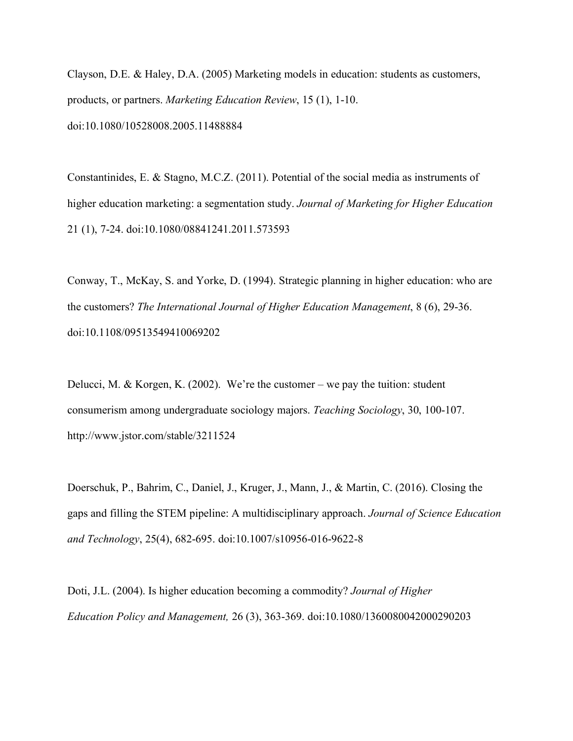Clayson, D.E. & Haley, D.A. (2005) Marketing models in education: students as customers, products, or partners. *Marketing Education Review*, 15 (1), 1-10. doi:10.1080/10528008.2005.11488884

Constantinides, E. & Stagno, M.C.Z. (2011). Potential of the social media as instruments of higher education marketing: a segmentation study. *Journal of Marketing for Higher Education* 21 (1), 7-24. doi:10.1080/08841241.2011.573593

Conway, T., McKay, S. and Yorke, D. (1994). Strategic planning in higher education: who are the customers? *The International Journal of Higher Education Management*, 8 (6), 29-36. doi:10.1108/09513549410069202

Delucci, M. & Korgen, K. (2002). We're the customer – we pay the tuition: student consumerism among undergraduate sociology majors. *Teaching Sociology*, 30, 100-107. http://www.jstor.com/stable/3211524

Doerschuk, P., Bahrim, C., Daniel, J., Kruger, J., Mann, J., & Martin, C. (2016). Closing the gaps and filling the STEM pipeline: A multidisciplinary approach. *Journal of Science Education and Technology*, 25(4), 682-695. doi:10.1007/s10956-016-9622-8

Doti, J.L. (2004). Is higher education becoming a commodity? *Journal of Higher Education Policy and Management,* 26 (3), 363-369. doi:10.1080/1360080042000290203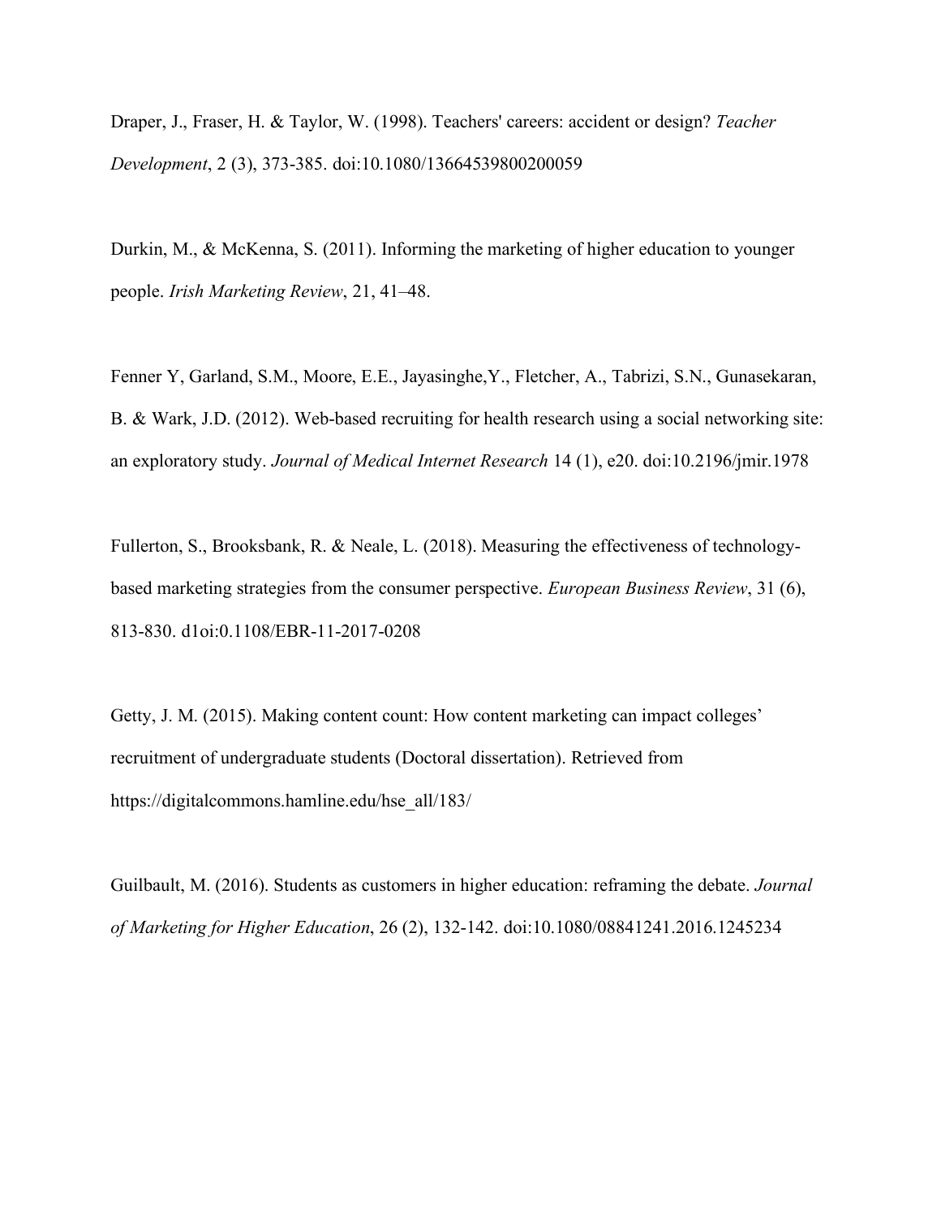Draper, J., Fraser, H. & Taylor, W. (1998). Teachers' careers: accident or design? *Teacher Development*, 2 (3), 373-385. doi:10.1080/13664539800200059

Durkin, M., & McKenna, S. (2011). Informing the marketing of higher education to younger people. *Irish Marketing Review*, 21, 41–48.

Fenner Y, Garland, S.M., Moore, E.E., Jayasinghe,Y., Fletcher, A., Tabrizi, S.N., Gunasekaran, B. & Wark, J.D. (2012). Web-based recruiting for health research using a social networking site: an exploratory study. *Journal of Medical Internet Research* 14 (1), e20. doi:10.2196/jmir.1978

Fullerton, S., Brooksbank, R. & Neale, L. (2018). Measuring the effectiveness of technology-based marketing strategies from the consumer perspective. *European Business Review*, 31 (6), 813-830. d1oi:0.1108/EBR-11-2017-0208

Getty, J. M. (2015). Making content count: How content marketing can impact colleges' recruitment of undergraduate students (Doctoral dissertation). Retrieved from https://digitalcommons.hamline.edu/hse_all/183/

Guilbault, M. (2016). Students as customers in higher education: reframing the debate. *Journal of Marketing for Higher Education*, 26 (2), 132-142. doi:10.1080/08841241.2016.1245234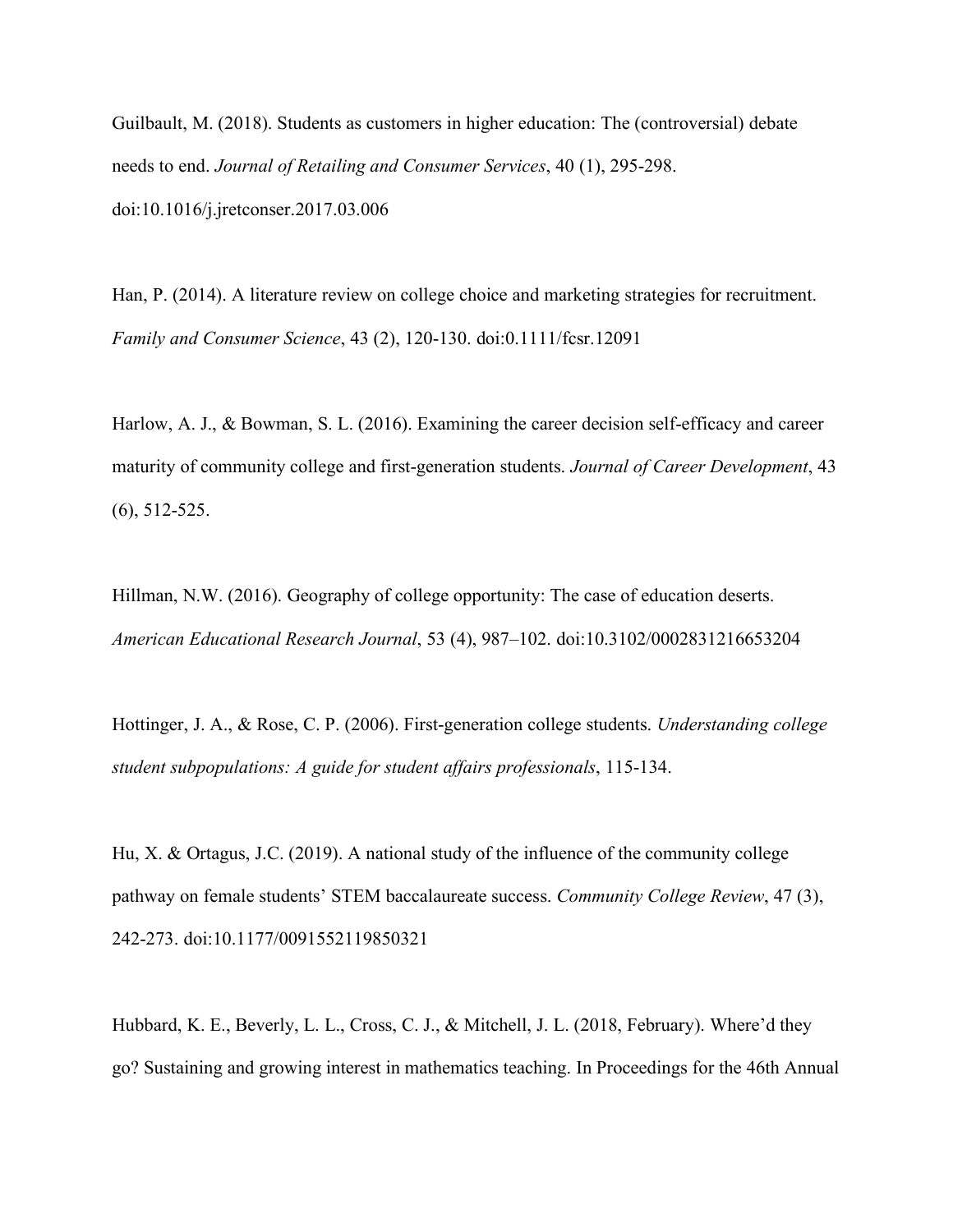Guilbault, M. (2018). Students as customers in higher education: The (controversial) debate needs to end. *Journal of Retailing and Consumer Services*, 40 (1), 295-298. doi:10.1016/j.jretconser.2017.03.006

Han, P. (2014). A literature review on college choice and marketing strategies for recruitment. *Family and Consumer Science*, 43 (2), 120-130. doi:0.1111/fcsr.12091

Harlow, A. J., & Bowman, S. L. (2016). Examining the career decision self-efficacy and career maturity of community college and first-generation students. *Journal of Career Development*, 43 (6), 512-525.

Hillman, N.W. (2016). Geography of college opportunity: The case of education deserts. *American Educational Research Journal*, 53 (4), 987–102. doi:10.3102/0002831216653204

Hottinger, J. A., & Rose, C. P. (2006). First-generation college students. *Understanding college student subpopulations: A guide for student affairs professionals*, 115-134.

Hu, X. & Ortagus, J.C. (2019). A national study of the influence of the community college pathway on female students' STEM baccalaureate success. *Community College Review*, 47 (3), 242-273. doi:10.1177/0091552119850321

Hubbard, K. E., Beverly, L. L., Cross, C. J., & Mitchell, J. L. (2018, February). Where'd they go? Sustaining and growing interest in mathematics teaching. In Proceedings for the 46th Annual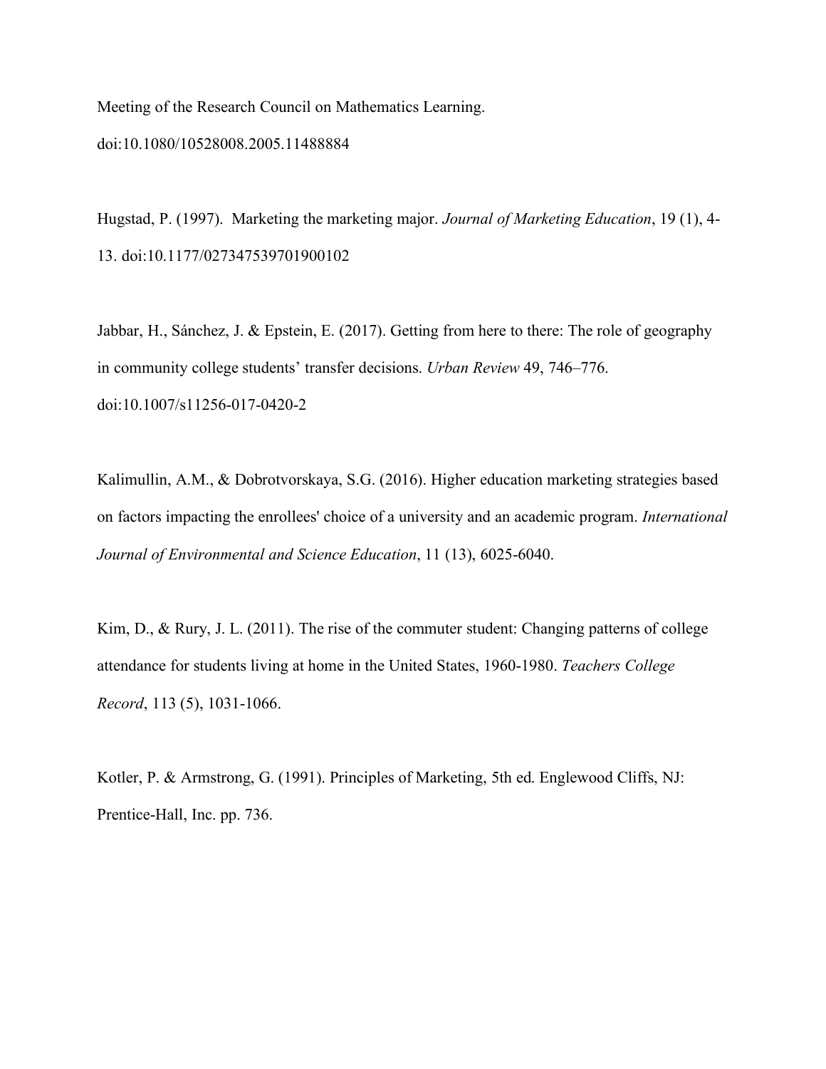Meeting of the Research Council on Mathematics Learning. doi:10.1080/10528008.2005.11488884

Hugstad, P. (1997). Marketing the marketing major. *Journal of Marketing Education*, 19 (1), 4-13. doi:10.1177/027347539701900102

Jabbar, H., Sánchez, J. & Epstein, E. (2017). Getting from here to there: The role of geography in community college students' transfer decisions. *Urban Review* 49, 746–776. doi:10.1007/s11256-017-0420-2

Kalimullin, A.M., & Dobrotvorskaya, S.G. (2016). Higher education marketing strategies based on factors impacting the enrollees' choice of a university and an academic program. *International Journal of Environmental and Science Education*, 11 (13), 6025-6040.

Kim, D., & Rury, J. L. (2011). The rise of the commuter student: Changing patterns of college attendance for students living at home in the United States, 1960-1980. *Teachers College Record*, 113 (5), 1031-1066.

Kotler, P. & Armstrong, G. (1991). Principles of Marketing, 5th ed. Englewood Cliffs, NJ: Prentice-Hall, Inc. pp. 736.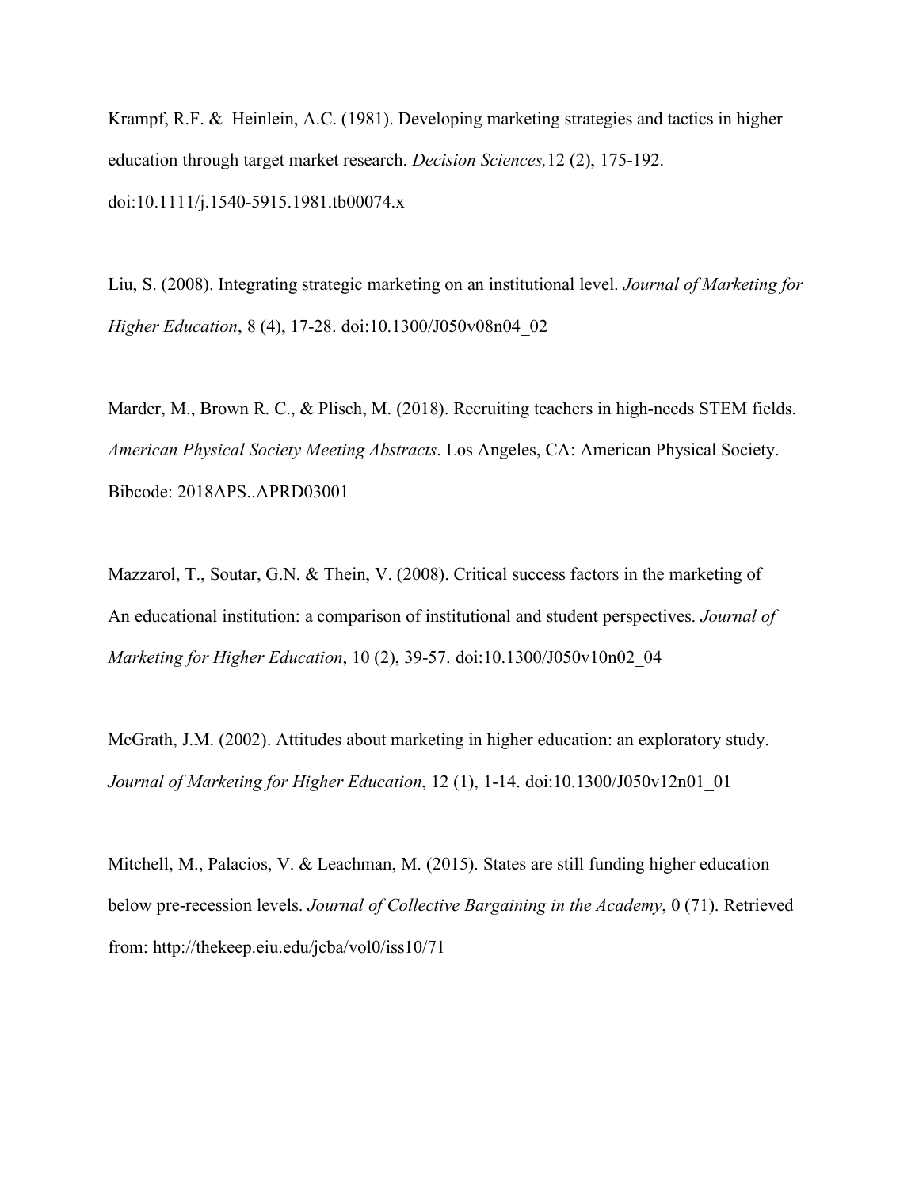Krampf, R.F. & Heinlein, A.C. (1981). Developing marketing strategies and tactics in higher education through target market research. *Decision Sciences,*12 (2), 175-192. doi:10.1111/j.1540-5915.1981.tb00074.x

Liu, S. (2008). Integrating strategic marketing on an institutional level. *Journal of Marketing for Higher Education*, 8 (4), 17-28. doi:10.1300/J050v08n04_02

Marder, M., Brown R. C., & Plisch, M. (2018). Recruiting teachers in high-needs STEM fields. *American Physical Society Meeting Abstracts*. Los Angeles, CA: American Physical Society. Bibcode: 2018APS..APRD03001

Mazzarol, T., Soutar, G.N. & Thein, V. (2008). Critical success factors in the marketing of An educational institution: a comparison of institutional and student perspectives. *Journal of Marketing for Higher Education*, 10 (2), 39-57. doi:10.1300/J050v10n02_04

McGrath, J.M. (2002). Attitudes about marketing in higher education: an exploratory study. *Journal of Marketing for Higher Education*, 12 (1), 1-14. doi:10.1300/J050v12n01_01

Mitchell, M., Palacios, V. & Leachman, M. (2015). States are still funding higher education below pre-recession levels. *Journal of Collective Bargaining in the Academy*, 0 (71). Retrieved from: http://thekeep.eiu.edu/jcba/vol0/iss10/71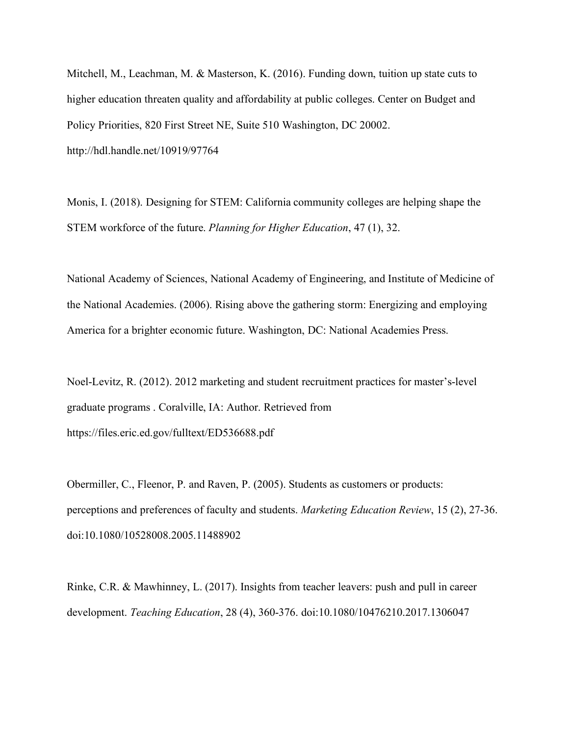Mitchell, M., Leachman, M. & Masterson, K. (2016). Funding down, tuition up state cuts to higher education threaten quality and affordability at public colleges. Center on Budget and Policy Priorities, 820 First Street NE, Suite 510 Washington, DC 20002. http://hdl.handle.net/10919/97764

Monis, I. (2018). Designing for STEM: California community colleges are helping shape the STEM workforce of the future. *Planning for Higher Education*, 47 (1), 32.

National Academy of Sciences, National Academy of Engineering, and Institute of Medicine of the National Academies. (2006). Rising above the gathering storm: Energizing and employing America for a brighter economic future. Washington, DC: National Academies Press.

Noel-Levitz, R. (2012). 2012 marketing and student recruitment practices for master's-level graduate programs . Coralville, IA: Author. Retrieved from https://files.eric.ed.gov/fulltext/ED536688.pdf

Obermiller, C., Fleenor, P. and Raven, P. (2005). Students as customers or products: perceptions and preferences of faculty and students. *Marketing Education Review*, 15 (2), 27-36. doi:10.1080/10528008.2005.11488902

Rinke, C.R. & Mawhinney, L. (2017). Insights from teacher leavers: push and pull in career development. *Teaching Education*, 28 (4), 360-376. doi:10.1080/10476210.2017.1306047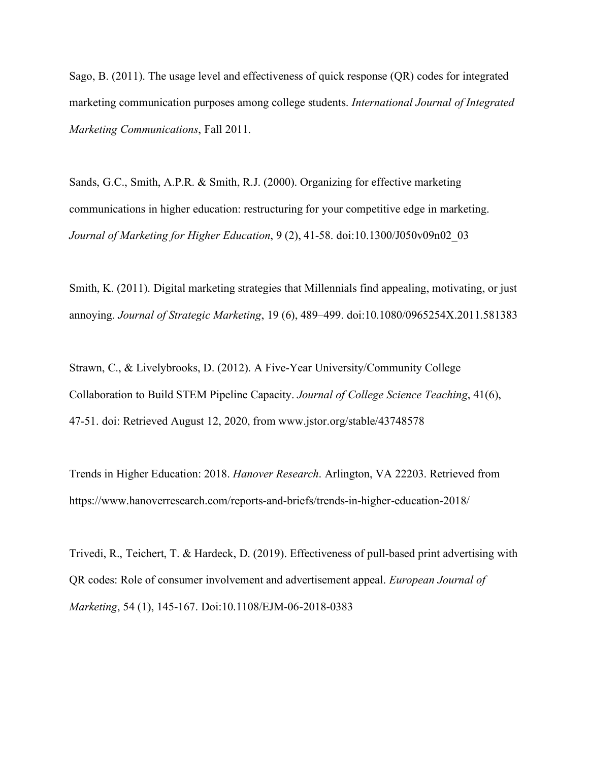Sago, B. (2011). The usage level and effectiveness of quick response (QR) codes for integrated marketing communication purposes among college students. *International Journal of Integrated Marketing Communications*, Fall 2011.

Sands, G.C., Smith, A.P.R. & Smith, R.J. (2000). Organizing for effective marketing communications in higher education: restructuring for your competitive edge in marketing. *Journal of Marketing for Higher Education*, 9 (2), 41-58. doi:10.1300/J050v09n02_03

Smith, K. (2011). Digital marketing strategies that Millennials find appealing, motivating, or just annoying. *Journal of Strategic Marketing*, 19 (6), 489–499. doi:10.1080/0965254X.2011.581383

Strawn, C., & Livelybrooks, D. (2012). A Five-Year University/Community College Collaboration to Build STEM Pipeline Capacity. *Journal of College Science Teaching*, 41(6), 47-51. doi: Retrieved August 12, 2020, from www.jstor.org/stable/43748578

Trends in Higher Education: 2018. *Hanover Research*. Arlington, VA 22203. Retrieved from https://www.hanoverresearch.com/reports-and-briefs/trends-in-higher-education-2018/

Trivedi, R., Teichert, T. & Hardeck, D. (2019). Effectiveness of pull-based print advertising with QR codes: Role of consumer involvement and advertisement appeal. *European Journal of Marketing*, 54 (1), 145-167. Doi:10.1108/EJM-06-2018-0383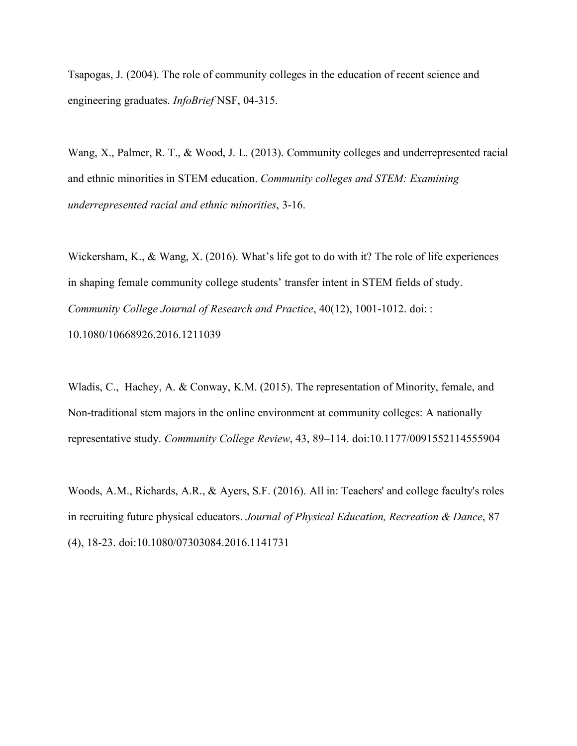Tsapogas, J. (2004). The role of community colleges in the education of recent science and engineering graduates. *InfoBrief* NSF, 04-315.

Wang, X., Palmer, R. T., & Wood, J. L. (2013). Community colleges and underrepresented racial and ethnic minorities in STEM education. *Community colleges and STEM: Examining underrepresented racial and ethnic minorities*, 3-16.

Wickersham, K., & Wang, X. (2016). What's life got to do with it? The role of life experiences in shaping female community college students' transfer intent in STEM fields of study. *Community College Journal of Research and Practice*, 40(12), 1001-1012. doi: : 10.1080/10668926.2016.1211039

Wladis, C., Hachey, A. & Conway, K.M. (2015). The representation of Minority, female, and Non-traditional stem majors in the online environment at community colleges: A nationally representative study. *Community College Review*, 43, 89–114. doi:10.1177/0091552114555904

Woods, A.M., Richards, A.R., & Ayers, S.F. (2016). All in: Teachers' and college faculty's roles in recruiting future physical educators. *Journal of Physical Education, Recreation & Dance*, 87 (4), 18-23. doi:10.1080/07303084.2016.1141731